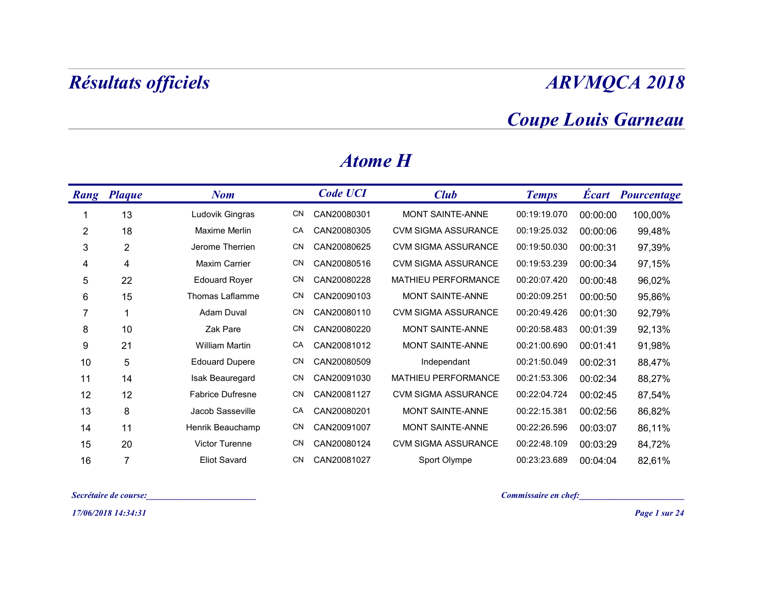# Résultats officiels

# ARVMQCA 2018

## Coupe Louis Garneau

### Atome H

| Rang | Plaque | Nom | | Code UCI | Club | Temps | Écart | Pourcentage |
|---|---|---|---|---|---|---|---|---|
| 1 | 13 | Ludovik Gingras | CN | CAN20080301 | MONT SAINTE-ANNE | 00:19:19.070 | 00:00:00 | 100,00% |
| 2 | 18 | Maxime Merlin | CA | CAN20080305 | CVM SIGMA ASSURANCE | 00:19:25.032 | 00:00:06 | 99,48% |
| 3 | 2 | Jerome Therrien | CN | CAN20080625 | CVM SIGMA ASSURANCE | 00:19:50.030 | 00:00:31 | 97,39% |
| 4 | 4 | Maxim Carrier | CN | CAN20080516 | CVM SIGMA ASSURANCE | 00:19:53.239 | 00:00:34 | 97,15% |
| 5 | 22 | Edouard Royer | CN | CAN20080228 | MATHIEU PERFORMANCE | 00:20:07.420 | 00:00:48 | 96,02% |
| 6 | 15 | Thomas Laflamme | CN | CAN20090103 | MONT SAINTE-ANNE | 00:20:09.251 | 00:00:50 | 95,86% |
| 7 | 1 | Adam Duval | CN | CAN20080110 | CVM SIGMA ASSURANCE | 00:20:49.426 | 00:01:30 | 92,79% |
| 8 | 10 | Zak Pare | CN | CAN20080220 | MONT SAINTE-ANNE | 00:20:58.483 | 00:01:39 | 92,13% |
| 9 | 21 | William Martin | CA | CAN20081012 | MONT SAINTE-ANNE | 00:21:00.690 | 00:01:41 | 91,98% |
| 10 | 5 | Edouard Dupere | CN | CAN20080509 | Independant | 00:21:50.049 | 00:02:31 | 88,47% |
| 11 | 14 | Isak Beauregard | CN | CAN20091030 | MATHIEU PERFORMANCE | 00:21:53.306 | 00:02:34 | 88,27% |
| 12 | 12 | Fabrice Dufresne | CN | CAN20081127 | CVM SIGMA ASSURANCE | 00:22:04.724 | 00:02:45 | 87,54% |
| 13 | 8 | Jacob Sasseville | CA | CAN20080201 | MONT SAINTE-ANNE | 00:22:15.381 | 00:02:56 | 86,82% |
| 14 | 11 | Henrik Beauchamp | CN | CAN20091007 | MONT SAINTE-ANNE | 00:22:26.596 | 00:03:07 | 86,11% |
| 15 | 20 | Victor Turenne | CN | CAN20080124 | CVM SIGMA ASSURANCE | 00:22:48.109 | 00:03:29 | 84,72% |
| 16 | 7 | Eliot Savard | CN | CAN20081027 | Sport Olympe | 00:23:23.689 | 00:04:04 | 82,61% |

*Secrétaire de course:________________________*

*Commissaire en chef:_______________________*

*17/06/2018 14:34:31*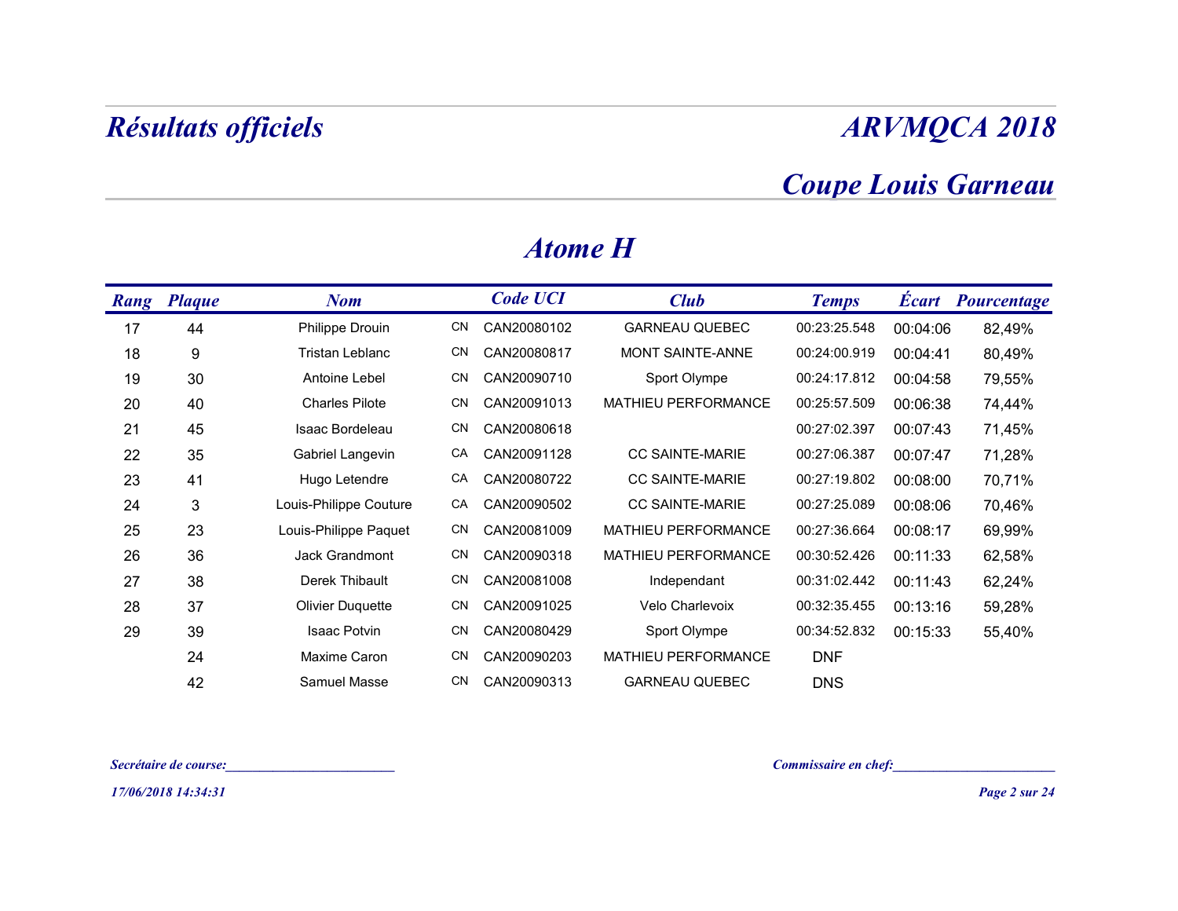# Résultats officiels

# ARVMQCA 2018

## Coupe Louis Garneau

### Atome H

| Rang | Plaque | Nom | | Code UCI | Club | Temps | Écart | Pourcentage |
|---|---|---|---|---|---|---|---|---|
| 17 | 44 | Philippe Drouin | CN | CAN20080102 | GARNEAU QUEBEC | 00:23:25.548 | 00:04:06 | 82,49% |
| 18 | 9 | Tristan Leblanc | CN | CAN20080817 | MONT SAINTE-ANNE | 00:24:00.919 | 00:04:41 | 80,49% |
| 19 | 30 | Antoine Lebel | CN | CAN20090710 | Sport Olympe | 00:24:17.812 | 00:04:58 | 79,55% |
| 20 | 40 | Charles Pilote | CN | CAN20091013 | MATHIEU PERFORMANCE | 00:25:57.509 | 00:06:38 | 74,44% |
| 21 | 45 | Isaac Bordeleau | CN | CAN20080618 | | 00:27:02.397 | 00:07:43 | 71,45% |
| 22 | 35 | Gabriel Langevin | CA | CAN20091128 | CC SAINTE-MARIE | 00:27:06.387 | 00:07:47 | 71,28% |
| 23 | 41 | Hugo Letendre | CA | CAN20080722 | CC SAINTE-MARIE | 00:27:19.802 | 00:08:00 | 70,71% |
| 24 | 3 | Louis-Philippe Couture | CA | CAN20090502 | CC SAINTE-MARIE | 00:27:25.089 | 00:08:06 | 70,46% |
| 25 | 23 | Louis-Philippe Paquet | CN | CAN20081009 | MATHIEU PERFORMANCE | 00:27:36.664 | 00:08:17 | 69,99% |
| 26 | 36 | Jack Grandmont | CN | CAN20090318 | MATHIEU PERFORMANCE | 00:30:52.426 | 00:11:33 | 62,58% |
| 27 | 38 | Derek Thibault | CN | CAN20081008 | Independant | 00:31:02.442 | 00:11:43 | 62,24% |
| 28 | 37 | Olivier Duquette | CN | CAN20091025 | Velo Charlevoix | 00:32:35.455 | 00:13:16 | 59,28% |
| 29 | 39 | Isaac Potvin | CN | CAN20080429 | Sport Olympe | 00:34:52.832 | 00:15:33 | 55,40% |
| | 24 | Maxime Caron | CN | CAN20090203 | MATHIEU PERFORMANCE | DNF | | |
| | 42 | Samuel Masse | CN | CAN20090313 | GARNEAU QUEBEC | DNS | | |

*Secrétaire de course:________________________*

*Commissaire en chef:________________________*

*17/06/2018 14:34:31*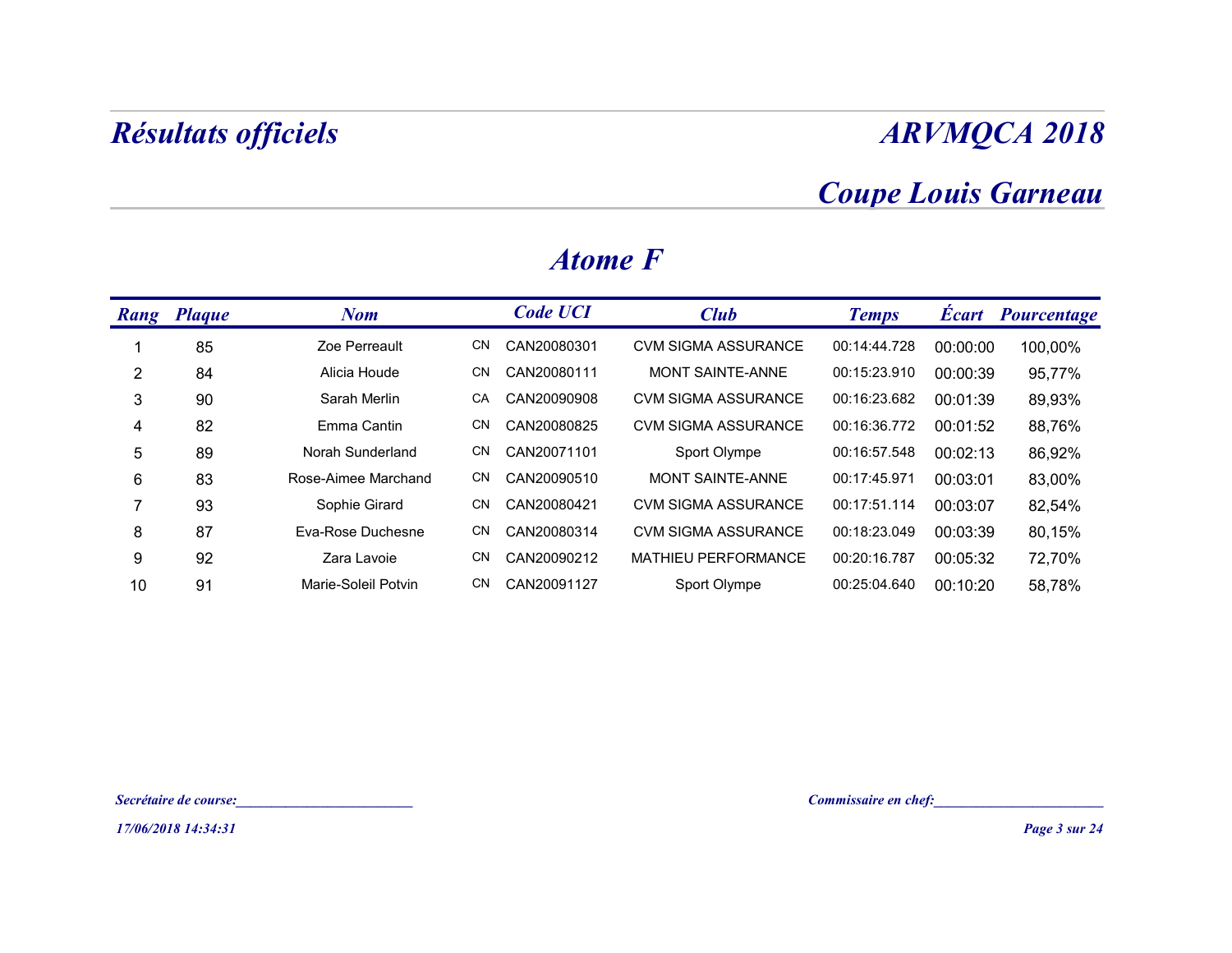# Résultats officiels

# ARVMQCA 2018

## Coupe Louis Garneau

### Atome F

| Rang | Plaque | Nom | | Code UCI | Club | Temps | Écart | Pourcentage |
|---|---|---|---|---|---|---|---|---|
| 1 | 85 | Zoe Perreault | CN | CAN20080301 | CVM SIGMA ASSURANCE | 00:14:44.728 | 00:00:00 | 100,00% |
| 2 | 84 | Alicia Houde | CN | CAN20080111 | MONT SAINTE-ANNE | 00:15:23.910 | 00:00:39 | 95,77% |
| 3 | 90 | Sarah Merlin | CA | CAN20090908 | CVM SIGMA ASSURANCE | 00:16:23.682 | 00:01:39 | 89,93% |
| 4 | 82 | Emma Cantin | CN | CAN20080825 | CVM SIGMA ASSURANCE | 00:16:36.772 | 00:01:52 | 88,76% |
| 5 | 89 | Norah Sunderland | CN | CAN20071101 | Sport Olympe | 00:16:57.548 | 00:02:13 | 86,92% |
| 6 | 83 | Rose-Aimee Marchand | CN | CAN20090510 | MONT SAINTE-ANNE | 00:17:45.971 | 00:03:01 | 83,00% |
| 7 | 93 | Sophie Girard | CN | CAN20080421 | CVM SIGMA ASSURANCE | 00:17:51.114 | 00:03:07 | 82,54% |
| 8 | 87 | Eva-Rose Duchesne | CN | CAN20080314 | CVM SIGMA ASSURANCE | 00:18:23.049 | 00:03:39 | 80,15% |
| 9 | 92 | Zara Lavoie | CN | CAN20090212 | MATHIEU PERFORMANCE | 00:20:16.787 | 00:05:32 | 72,70% |
| 10 | 91 | Marie-Soleil Potvin | CN | CAN20091127 | Sport Olympe | 00:25:04.640 | 00:10:20 | 58,78% |

*Secrétaire de course:*________________________ *Commissaire en chef:*________________________

*17/06/2018 14:34:31*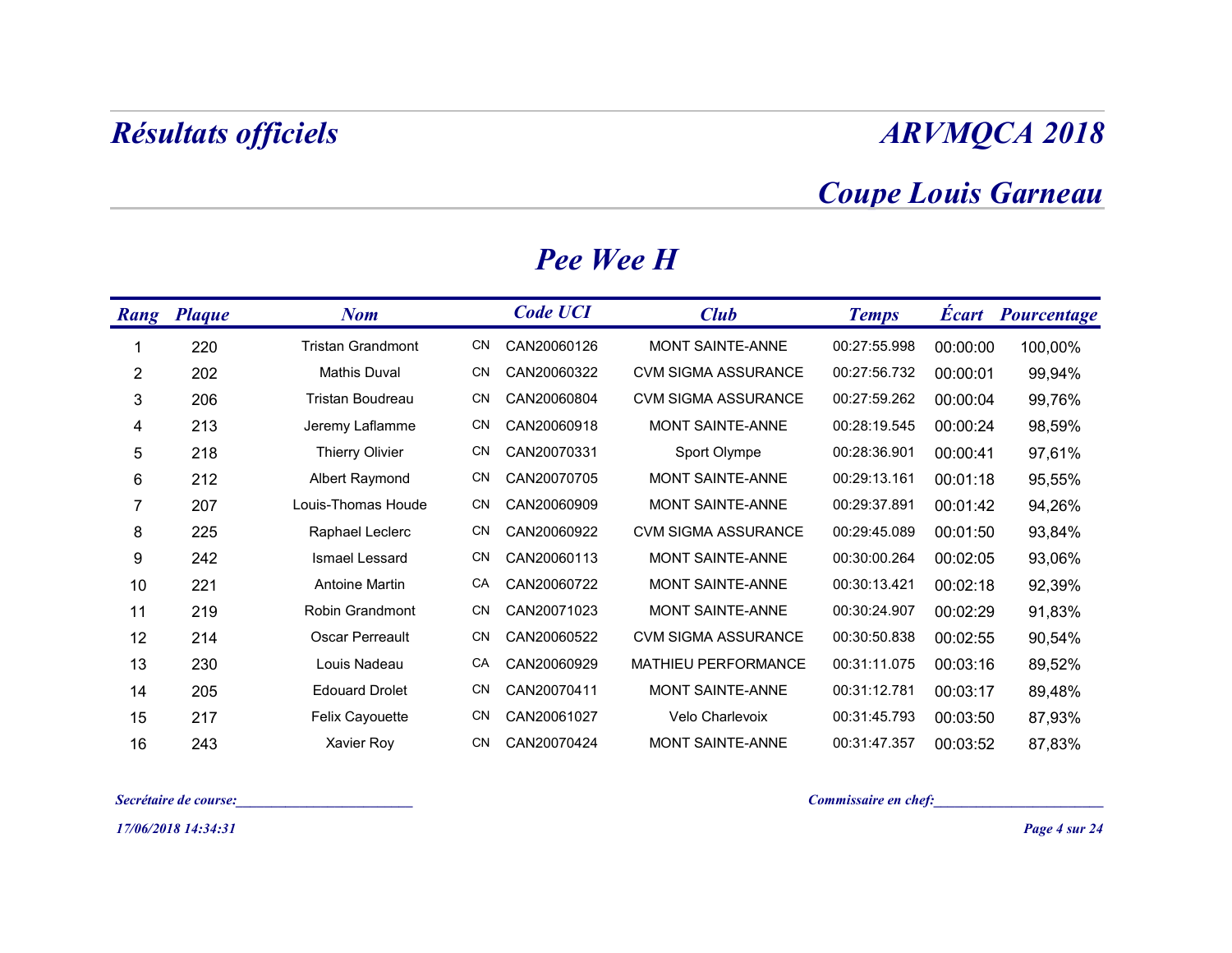# Résultats officiels

# ARVMQCA 2018

## Coupe Louis Garneau

## Pee Wee H

| Rang | Plaque | Nom | | Code UCI | Club | Temps | Écart | Pourcentage |
|---|---|---|---|---|---|---|---|---|
| 1 | 220 | Tristan Grandmont | CN | CAN20060126 | MONT SAINTE-ANNE | 00:27:55.998 | 00:00:00 | 100,00% |
| 2 | 202 | Mathis Duval | CN | CAN20060322 | CVM SIGMA ASSURANCE | 00:27:56.732 | 00:00:01 | 99,94% |
| 3 | 206 | Tristan Boudreau | CN | CAN20060804 | CVM SIGMA ASSURANCE | 00:27:59.262 | 00:00:04 | 99,76% |
| 4 | 213 | Jeremy Laflamme | CN | CAN20060918 | MONT SAINTE-ANNE | 00:28:19.545 | 00:00:24 | 98,59% |
| 5 | 218 | Thierry Olivier | CN | CAN20070331 | Sport Olympe | 00:28:36.901 | 00:00:41 | 97,61% |
| 6 | 212 | Albert Raymond | CN | CAN20070705 | MONT SAINTE-ANNE | 00:29:13.161 | 00:01:18 | 95,55% |
| 7 | 207 | Louis-Thomas Houde | CN | CAN20060909 | MONT SAINTE-ANNE | 00:29:37.891 | 00:01:42 | 94,26% |
| 8 | 225 | Raphael Leclerc | CN | CAN20060922 | CVM SIGMA ASSURANCE | 00:29:45.089 | 00:01:50 | 93,84% |
| 9 | 242 | Ismael Lessard | CN | CAN20060113 | MONT SAINTE-ANNE | 00:30:00.264 | 00:02:05 | 93,06% |
| 10 | 221 | Antoine Martin | CA | CAN20060722 | MONT SAINTE-ANNE | 00:30:13.421 | 00:02:18 | 92,39% |
| 11 | 219 | Robin Grandmont | CN | CAN20071023 | MONT SAINTE-ANNE | 00:30:24.907 | 00:02:29 | 91,83% |
| 12 | 214 | Oscar Perreault | CN | CAN20060522 | CVM SIGMA ASSURANCE | 00:30:50.838 | 00:02:55 | 90,54% |
| 13 | 230 | Louis Nadeau | CA | CAN20060929 | MATHIEU PERFORMANCE | 00:31:11.075 | 00:03:16 | 89,52% |
| 14 | 205 | Edouard Drolet | CN | CAN20070411 | MONT SAINTE-ANNE | 00:31:12.781 | 00:03:17 | 89,48% |
| 15 | 217 | Felix Cayouette | CN | CAN20061027 | Velo Charlevoix | 00:31:45.793 | 00:03:50 | 87,93% |
| 16 | 243 | Xavier Roy | CN | CAN20070424 | MONT SAINTE-ANNE | 00:31:47.357 | 00:03:52 | 87,83% |

*Secrétaire de course:________________________*

*Commissaire en chef:________________________*

*17/06/2018 14:34:31*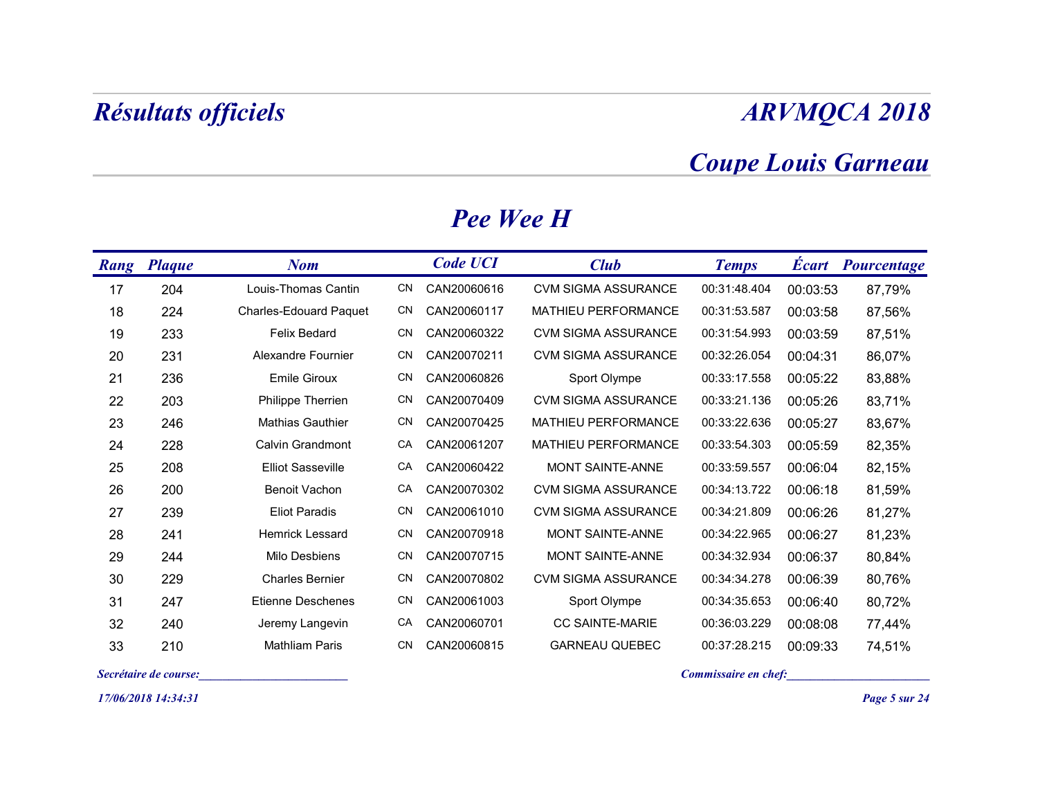# Résultats officiels

# ARVMQCA 2018

## Coupe Louis Garneau

## Pee Wee H

| Rang | Plaque | Nom | | Code UCI | Club | Temps | Écart | Pourcentage |
|---|---|---|---|---|---|---|---|---|
| 17 | 204 | Louis-Thomas Cantin | CN | CAN20060616 | CVM SIGMA ASSURANCE | 00:31:48.404 | 00:03:53 | 87,79% |
| 18 | 224 | Charles-Edouard Paquet | CN | CAN20060117 | MATHIEU PERFORMANCE | 00:31:53.587 | 00:03:58 | 87,56% |
| 19 | 233 | Felix Bedard | CN | CAN20060322 | CVM SIGMA ASSURANCE | 00:31:54.993 | 00:03:59 | 87,51% |
| 20 | 231 | Alexandre Fournier | CN | CAN20070211 | CVM SIGMA ASSURANCE | 00:32:26.054 | 00:04:31 | 86,07% |
| 21 | 236 | Emile Giroux | CN | CAN20060826 | Sport Olympe | 00:33:17.558 | 00:05:22 | 83,88% |
| 22 | 203 | Philippe Therrien | CN | CAN20070409 | CVM SIGMA ASSURANCE | 00:33:21.136 | 00:05:26 | 83,71% |
| 23 | 246 | Mathias Gauthier | CN | CAN20070425 | MATHIEU PERFORMANCE | 00:33:22.636 | 00:05:27 | 83,67% |
| 24 | 228 | Calvin Grandmont | CA | CAN20061207 | MATHIEU PERFORMANCE | 00:33:54.303 | 00:05:59 | 82,35% |
| 25 | 208 | Elliot Sasseville | CA | CAN20060422 | MONT SAINTE-ANNE | 00:33:59.557 | 00:06:04 | 82,15% |
| 26 | 200 | Benoit Vachon | CA | CAN20070302 | CVM SIGMA ASSURANCE | 00:34:13.722 | 00:06:18 | 81,59% |
| 27 | 239 | Eliot Paradis | CN | CAN20061010 | CVM SIGMA ASSURANCE | 00:34:21.809 | 00:06:26 | 81,27% |
| 28 | 241 | Hemrick Lessard | CN | CAN20070918 | MONT SAINTE-ANNE | 00:34:22.965 | 00:06:27 | 81,23% |
| 29 | 244 | Milo Desbiens | CN | CAN20070715 | MONT SAINTE-ANNE | 00:34:32.934 | 00:06:37 | 80,84% |
| 30 | 229 | Charles Bernier | CN | CAN20070802 | CVM SIGMA ASSURANCE | 00:34:34.278 | 00:06:39 | 80,76% |
| 31 | 247 | Etienne Deschenes | CN | CAN20061003 | Sport Olympe | 00:34:35.653 | 00:06:40 | 80,72% |
| 32 | 240 | Jeremy Langevin | CA | CAN20060701 | CC SAINTE-MARIE | 00:36:03.229 | 00:08:08 | 77,44% |
| 33 | 210 | Mathliam Paris | CN | CAN20060815 | GARNEAU QUEBEC | 00:37:28.215 | 00:09:33 | 74,51% |

*Secrétaire de course:________________________*

*Commissaire en chef:________________________*

*17/06/2018 14:34:31*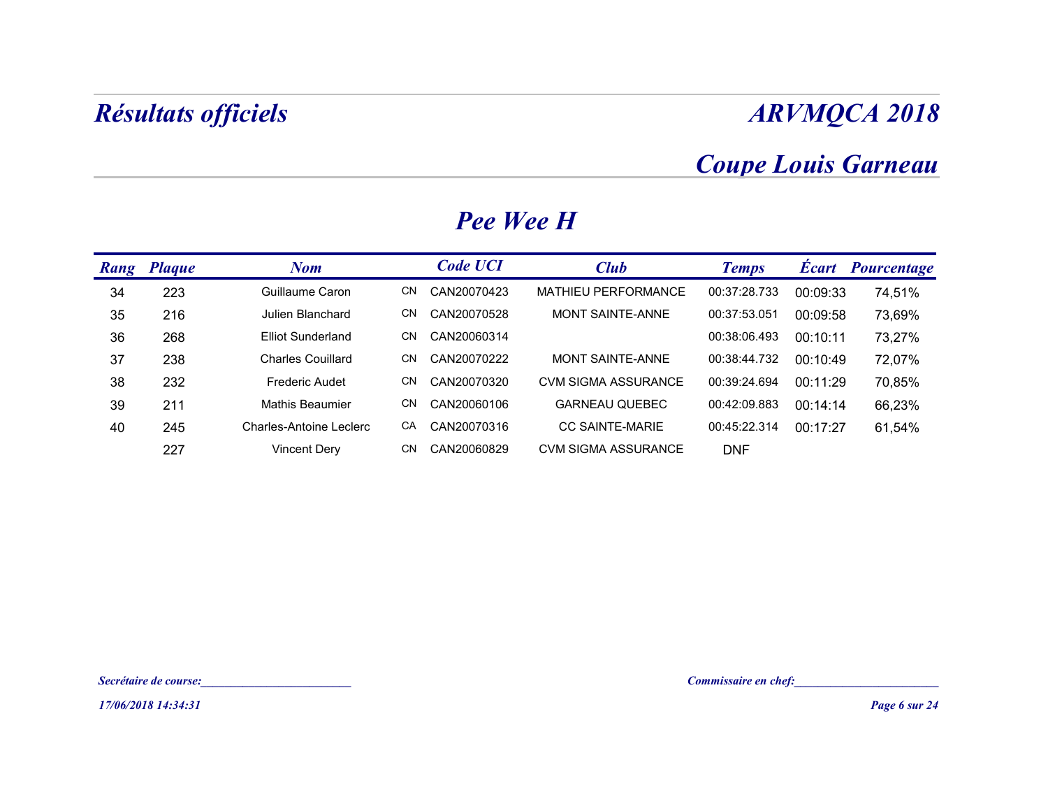# Résultats officiels

# ARVMQCA 2018

## Coupe Louis Garneau

## Pee Wee H

| Rang | Plaque | Nom | | Code UCI | Club | Temps | Écart | Pourcentage |
|---|---|---|---|---|---|---|---|---|
| 34 | 223 | Guillaume Caron | CN | CAN20070423 | MATHIEU PERFORMANCE | 00:37:28.733 | 00:09:33 | 74,51% |
| 35 | 216 | Julien Blanchard | CN | CAN20070528 | MONT SAINTE-ANNE | 00:37:53.051 | 00:09:58 | 73,69% |
| 36 | 268 | Elliot Sunderland | CN | CAN20060314 | | 00:38:06.493 | 00:10:11 | 73,27% |
| 37 | 238 | Charles Couillard | CN | CAN20070222 | MONT SAINTE-ANNE | 00:38:44.732 | 00:10:49 | 72,07% |
| 38 | 232 | Frederic Audet | CN | CAN20070320 | CVM SIGMA ASSURANCE | 00:39:24.694 | 00:11:29 | 70,85% |
| 39 | 211 | Mathis Beaumier | CN | CAN20060106 | GARNEAU QUEBEC | 00:42:09.883 | 00:14:14 | 66,23% |
| 40 | 245 | Charles-Antoine Leclerc | CA | CAN20070316 | CC SAINTE-MARIE | 00:45:22.314 | 00:17:27 | 61,54% |
| | 227 | Vincent Dery | CN | CAN20060829 | CVM SIGMA ASSURANCE | DNF | | |

*Secrétaire de course:________________________* *Commissaire en chef:________________________*

*17/06/2018 14:34:31*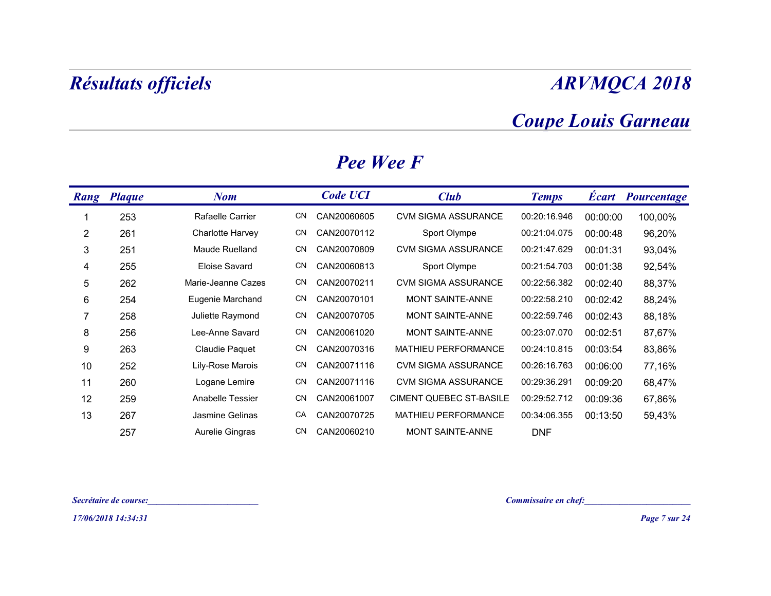# Résultats officiels

# ARVMQCA 2018

## Coupe Louis Garneau

### Pee Wee F

| Rang | Plaque | Nom | | Code UCI | Club | Temps | Écart | Pourcentage |
|---|---|---|---|---|---|---|---|---|
| 1 | 253 | Rafaelle Carrier | CN | CAN20060605 | CVM SIGMA ASSURANCE | 00:20:16.946 | 00:00:00 | 100,00% |
| 2 | 261 | Charlotte Harvey | CN | CAN20070112 | Sport Olympe | 00:21:04.075 | 00:00:48 | 96,20% |
| 3 | 251 | Maude Ruelland | CN | CAN20070809 | CVM SIGMA ASSURANCE | 00:21:47.629 | 00:01:31 | 93,04% |
| 4 | 255 | Eloise Savard | CN | CAN20060813 | Sport Olympe | 00:21:54.703 | 00:01:38 | 92,54% |
| 5 | 262 | Marie-Jeanne Cazes | CN | CAN20070211 | CVM SIGMA ASSURANCE | 00:22:56.382 | 00:02:40 | 88,37% |
| 6 | 254 | Eugenie Marchand | CN | CAN20070101 | MONT SAINTE-ANNE | 00:22:58.210 | 00:02:42 | 88,24% |
| 7 | 258 | Juliette Raymond | CN | CAN20070705 | MONT SAINTE-ANNE | 00:22:59.746 | 00:02:43 | 88,18% |
| 8 | 256 | Lee-Anne Savard | CN | CAN20061020 | MONT SAINTE-ANNE | 00:23:07.070 | 00:02:51 | 87,67% |
| 9 | 263 | Claudie Paquet | CN | CAN20070316 | MATHIEU PERFORMANCE | 00:24:10.815 | 00:03:54 | 83,86% |
| 10 | 252 | Lily-Rose Marois | CN | CAN20071116 | CVM SIGMA ASSURANCE | 00:26:16.763 | 00:06:00 | 77,16% |
| 11 | 260 | Logane Lemire | CN | CAN20071116 | CVM SIGMA ASSURANCE | 00:29:36.291 | 00:09:20 | 68,47% |
| 12 | 259 | Anabelle Tessier | CN | CAN20061007 | CIMENT QUEBEC ST-BASILE | 00:29:52.712 | 00:09:36 | 67,86% |
| 13 | 267 | Jasmine Gelinas | CA | CAN20070725 | MATHIEU PERFORMANCE | 00:34:06.355 | 00:13:50 | 59,43% |
| | 257 | Aurelie Gingras | CN | CAN20060210 | MONT SAINTE-ANNE | DNF | | |

*Secrétaire de course:*________________________

*Commissaire en chef:*________________________

*17/06/2018 14:34:31*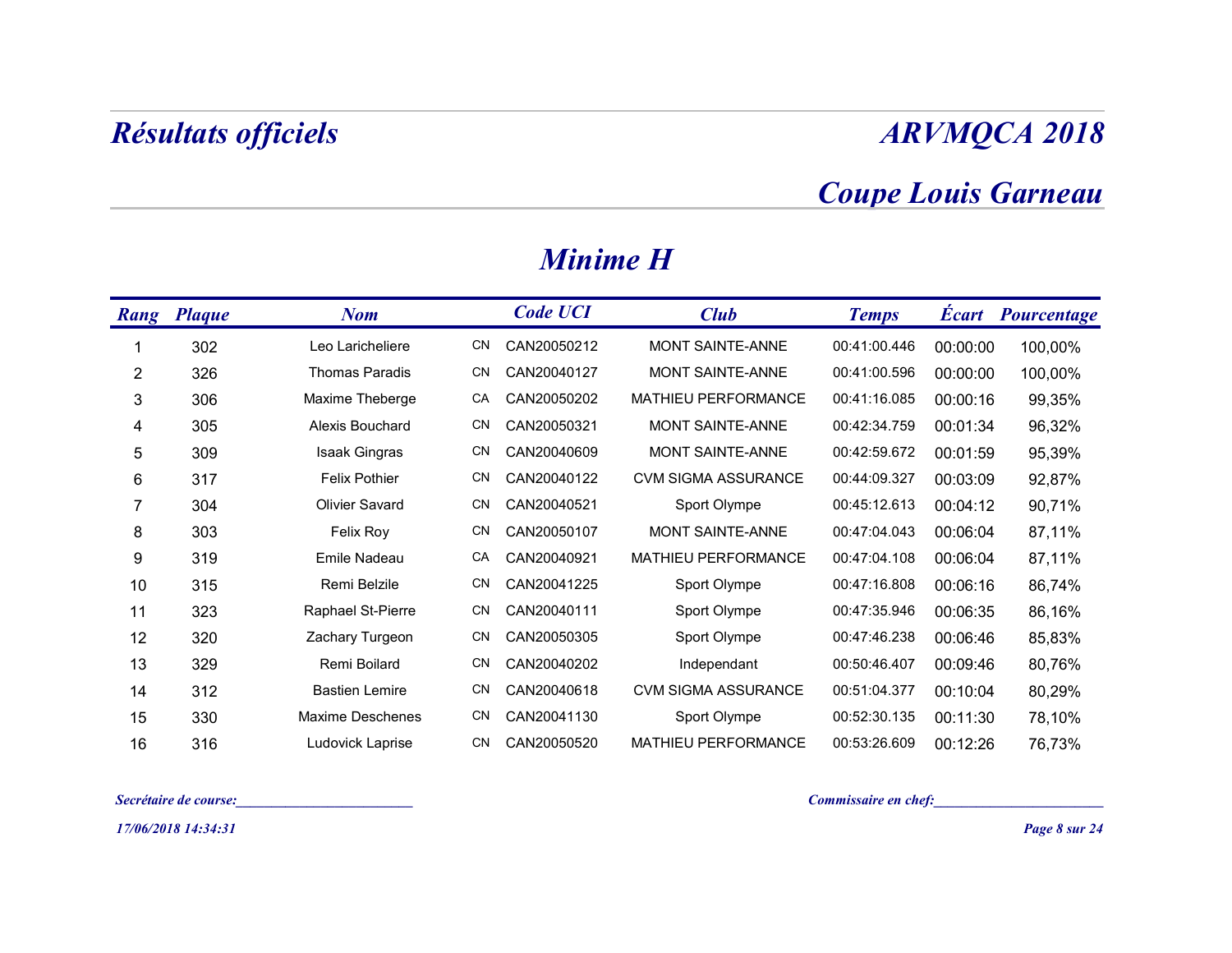# Résultats officiels

# ARVMQCA 2018

## Coupe Louis Garneau

## Minime H

| Rang | Plaque | Nom | | Code UCI | Club | Temps | Écart | Pourcentage |
|---|---|---|---|---|---|---|---|---|
| 1 | 302 | Leo Laricheliere | CN | CAN20050212 | MONT SAINTE-ANNE | 00:41:00.446 | 00:00:00 | 100,00% |
| 2 | 326 | Thomas Paradis | CN | CAN20040127 | MONT SAINTE-ANNE | 00:41:00.596 | 00:00:00 | 100,00% |
| 3 | 306 | Maxime Theberge | CA | CAN20050202 | MATHIEU PERFORMANCE | 00:41:16.085 | 00:00:16 | 99,35% |
| 4 | 305 | Alexis Bouchard | CN | CAN20050321 | MONT SAINTE-ANNE | 00:42:34.759 | 00:01:34 | 96,32% |
| 5 | 309 | Isaak Gingras | CN | CAN20040609 | MONT SAINTE-ANNE | 00:42:59.672 | 00:01:59 | 95,39% |
| 6 | 317 | Felix Pothier | CN | CAN20040122 | CVM SIGMA ASSURANCE | 00:44:09.327 | 00:03:09 | 92,87% |
| 7 | 304 | Olivier Savard | CN | CAN20040521 | Sport Olympe | 00:45:12.613 | 00:04:12 | 90,71% |
| 8 | 303 | Felix Roy | CN | CAN20050107 | MONT SAINTE-ANNE | 00:47:04.043 | 00:06:04 | 87,11% |
| 9 | 319 | Emile Nadeau | CA | CAN20040921 | MATHIEU PERFORMANCE | 00:47:04.108 | 00:06:04 | 87,11% |
| 10 | 315 | Remi Belzile | CN | CAN20041225 | Sport Olympe | 00:47:16.808 | 00:06:16 | 86,74% |
| 11 | 323 | Raphael St-Pierre | CN | CAN20040111 | Sport Olympe | 00:47:35.946 | 00:06:35 | 86,16% |
| 12 | 320 | Zachary Turgeon | CN | CAN20050305 | Sport Olympe | 00:47:46.238 | 00:06:46 | 85,83% |
| 13 | 329 | Remi Boilard | CN | CAN20040202 | Independant | 00:50:46.407 | 00:09:46 | 80,76% |
| 14 | 312 | Bastien Lemire | CN | CAN20040618 | CVM SIGMA ASSURANCE | 00:51:04.377 | 00:10:04 | 80,29% |
| 15 | 330 | Maxime Deschenes | CN | CAN20041130 | Sport Olympe | 00:52:30.135 | 00:11:30 | 78,10% |
| 16 | 316 | Ludovick Laprise | CN | CAN20050520 | MATHIEU PERFORMANCE | 00:53:26.609 | 00:12:26 | 76,73% |

*Secrétaire de course:*________________________ *Commissaire en chef:*________________________

*17/06/2018 14:34:31*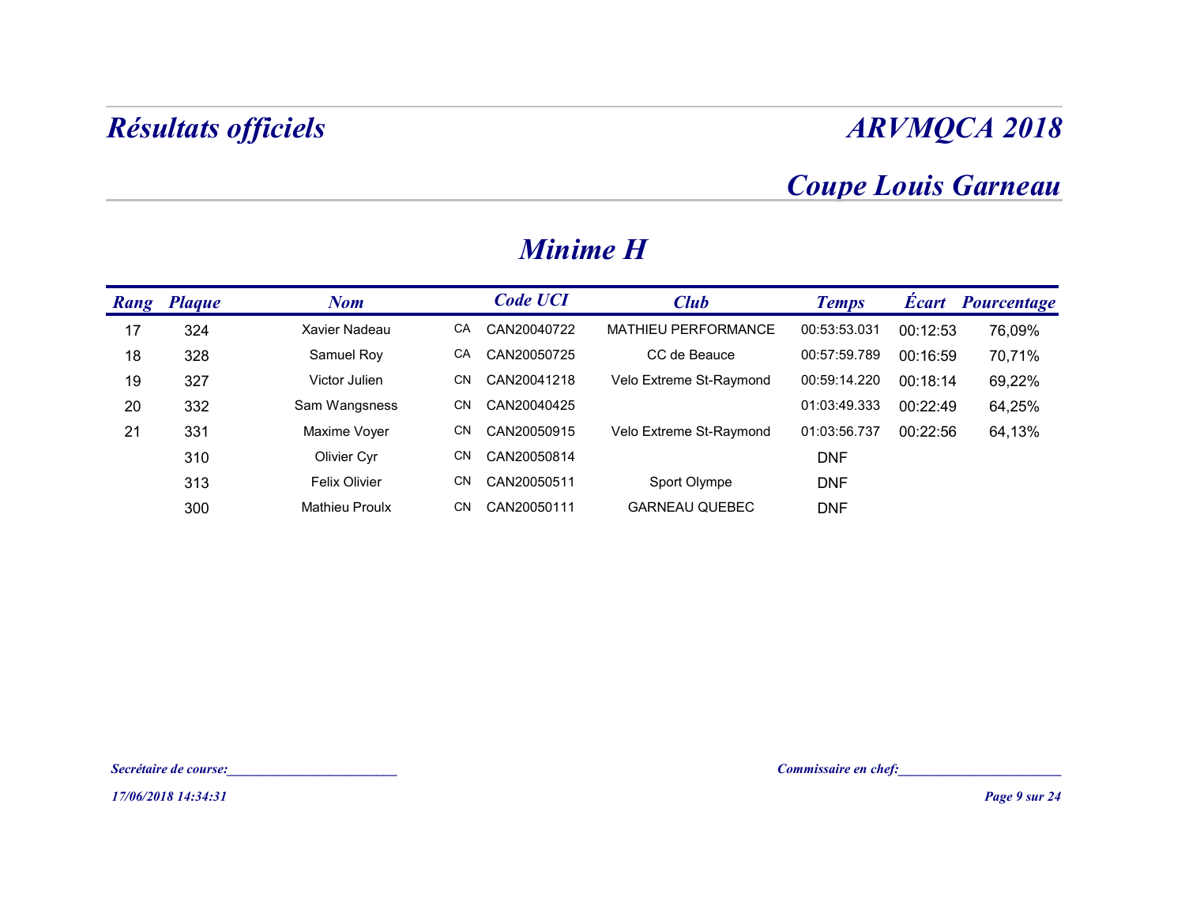# Résultats officiels

# ARVMQCA 2018

## Coupe Louis Garneau

## Minime H

| Rang | Plaque | Nom | | Code UCI | Club | Temps | Écart | Pourcentage |
|---|---|---|---|---|---|---|---|---|
| 17 | 324 | Xavier Nadeau | CA | CAN20040722 | MATHIEU PERFORMANCE | 00:53:53.031 | 00:12:53 | 76,09% |
| 18 | 328 | Samuel Roy | CA | CAN20050725 | CC de Beauce | 00:57:59.789 | 00:16:59 | 70,71% |
| 19 | 327 | Victor Julien | CN | CAN20041218 | Velo Extreme St-Raymond | 00:59:14.220 | 00:18:14 | 69,22% |
| 20 | 332 | Sam Wangsness | CN | CAN20040425 | | 01:03:49.333 | 00:22:49 | 64,25% |
| 21 | 331 | Maxime Voyer | CN | CAN20050915 | Velo Extreme St-Raymond | 01:03:56.737 | 00:22:56 | 64,13% |
| | 310 | Olivier Cyr | CN | CAN20050814 | | DNF | | |
| | 313 | Felix Olivier | CN | CAN20050511 | Sport Olympe | DNF | | |
| | 300 | Mathieu Proulx | CN | CAN20050111 | GARNEAU QUEBEC | DNF | | |

*Secrétaire de course:*________________________

*Commissaire en chef:*________________________

*17/06/2018 14:34:31*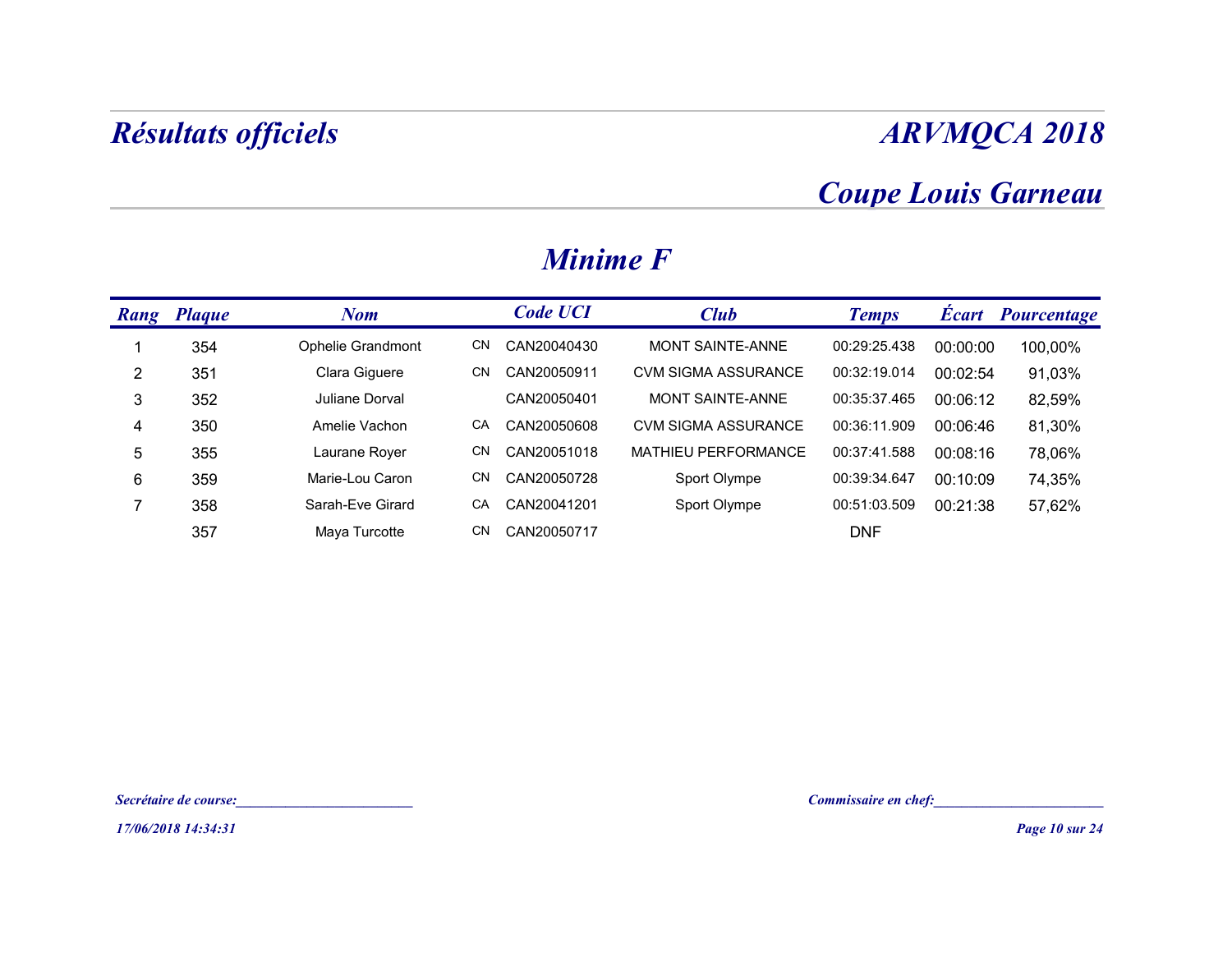# Résultats officiels

# ARVMQCA 2018

## Coupe Louis Garneau

## Minime F

| Rang | Plaque | Nom | | Code UCI | Club | Temps | Écart | Pourcentage |
|---|---|---|---|---|---|---|---|---|
| 1 | 354 | Ophelie Grandmont | CN | CAN20040430 | MONT SAINTE-ANNE | 00:29:25.438 | 00:00:00 | 100,00% |
| 2 | 351 | Clara Giguere | CN | CAN20050911 | CVM SIGMA ASSURANCE | 00:32:19.014 | 00:02:54 | 91,03% |
| 3 | 352 | Juliane Dorval | | CAN20050401 | MONT SAINTE-ANNE | 00:35:37.465 | 00:06:12 | 82,59% |
| 4 | 350 | Amelie Vachon | CA | CAN20050608 | CVM SIGMA ASSURANCE | 00:36:11.909 | 00:06:46 | 81,30% |
| 5 | 355 | Laurane Royer | CN | CAN20051018 | MATHIEU PERFORMANCE | 00:37:41.588 | 00:08:16 | 78,06% |
| 6 | 359 | Marie-Lou Caron | CN | CAN20050728 | Sport Olympe | 00:39:34.647 | 00:10:09 | 74,35% |
| 7 | 358 | Sarah-Eve Girard | CA | CAN20041201 | Sport Olympe | 00:51:03.509 | 00:21:38 | 57,62% |
| | 357 | Maya Turcotte | CN | CAN20050717 | | DNF | | |

*Secrétaire de course:________________________*

*Commissaire en chef:_______________________*

*17/06/2018 14:34:31*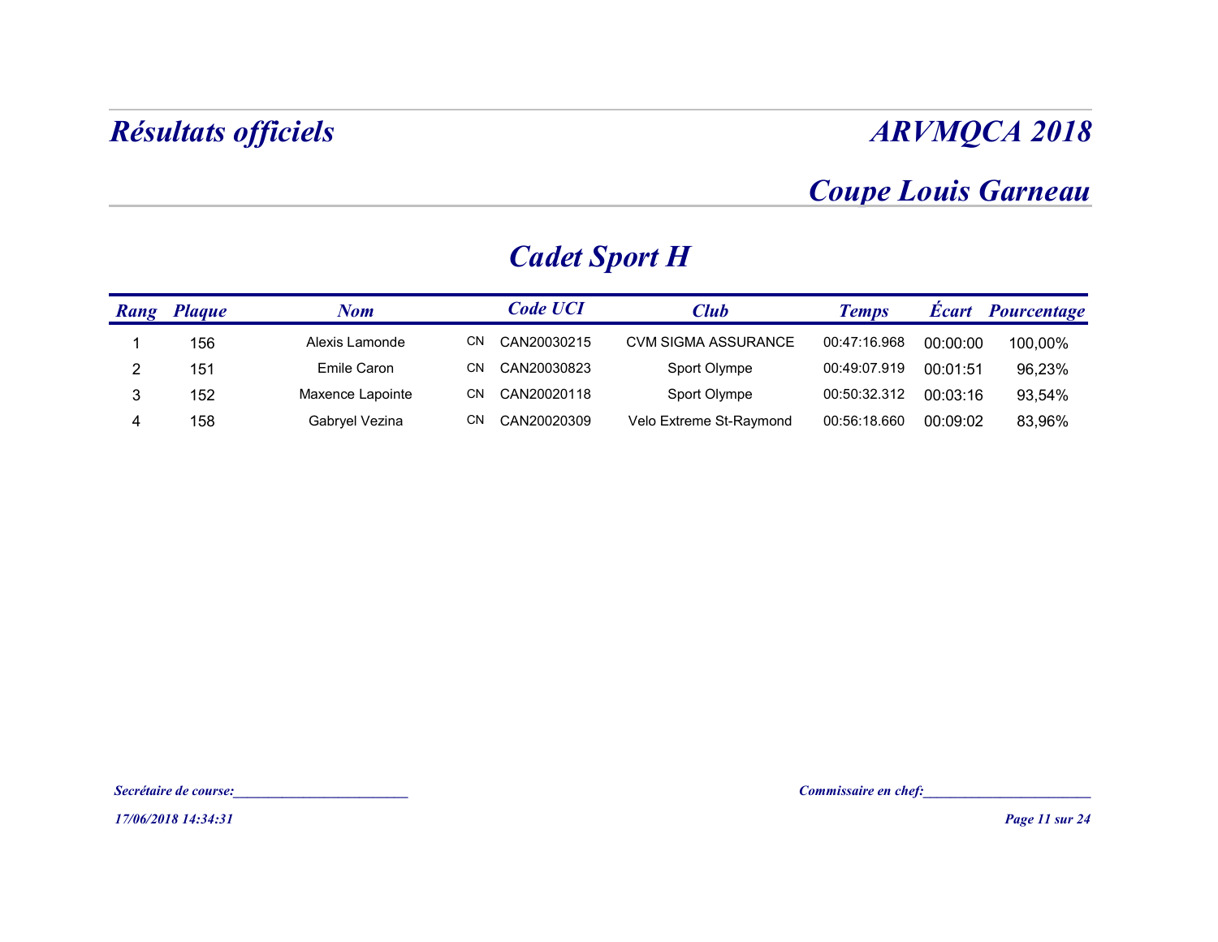# Résultats officiels

# ARVMQCA 2018

## Coupe Louis Garneau

### Cadet Sport H

| Rang | Plaque | Nom | | Code UCI | Club | Temps | Écart | Pourcentage |
|---|---|---|---|---|---|---|---|---|
| 1 | 156 | Alexis Lamonde | CN | CAN20030215 | CVM SIGMA ASSURANCE | 00:47:16.968 | 00:00:00 | 100,00% |
| 2 | 151 | Emile Caron | CN | CAN20030823 | Sport Olympe | 00:49:07.919 | 00:01:51 | 96,23% |
| 3 | 152 | Maxence Lapointe | CN | CAN20020118 | Sport Olympe | 00:50:32.312 | 00:03:16 | 93,54% |
| 4 | 158 | Gabryel Vezina | CN | CAN20020309 | Velo Extreme St-Raymond | 00:56:18.660 | 00:09:02 | 83,96% |

*Secrétaire de course:________________________*

*Commissaire en chef:_______________________*

*17/06/2018 14:34:31*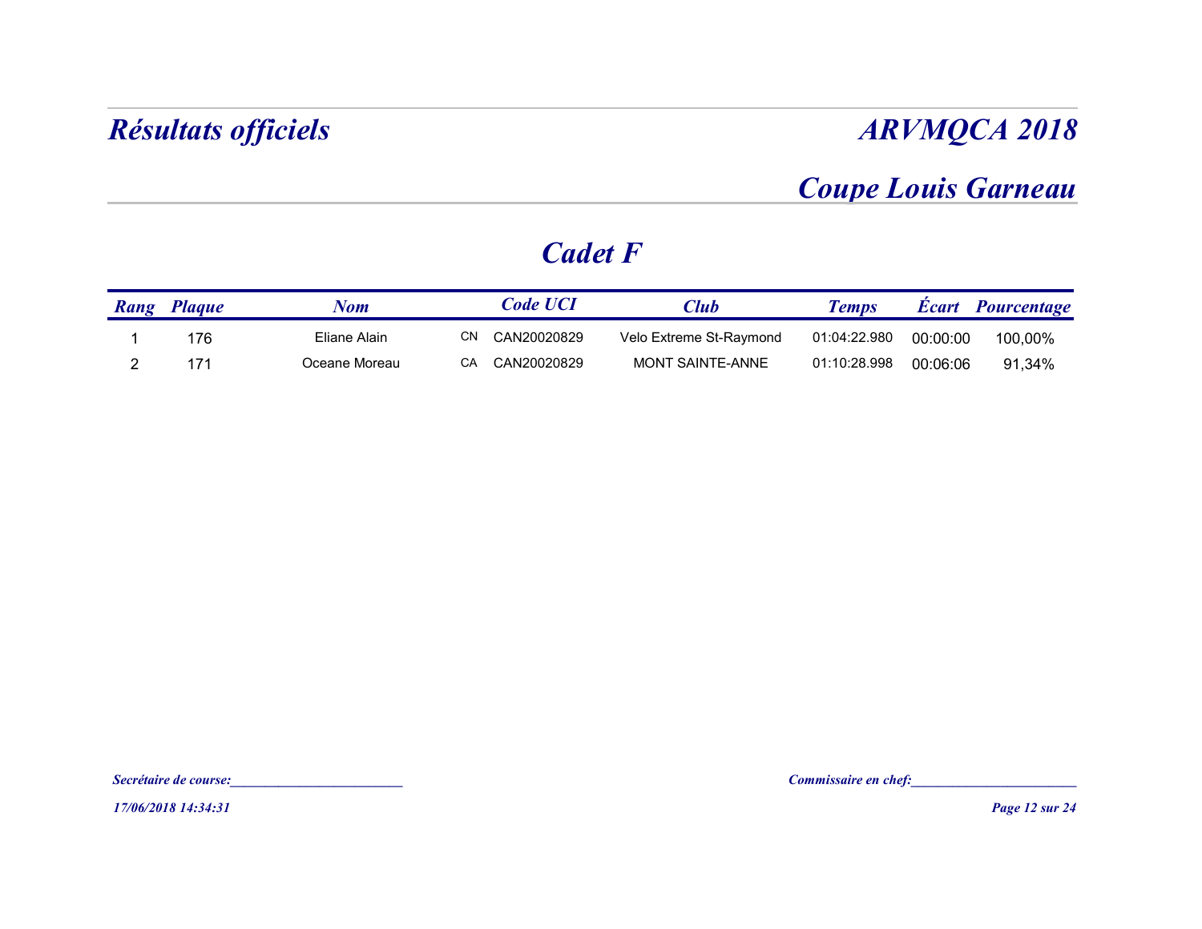# Résultats officiels

# ARVMQCA 2018

## Coupe Louis Garneau

## Cadet F

| Rang | Plaque | Nom | | Code UCI | Club | Temps | Écart | Pourcentage |
|---|---|---|---|---|---|---|---|---|
| 1 | 176 | Eliane Alain | CN | CAN20020829 | Velo Extreme St-Raymond | 01:04:22.980 | 00:00:00 | 100,00% |
| 2 | 171 | Oceane Moreau | CA | CAN20020829 | MONT SAINTE-ANNE | 01:10:28.998 | 00:06:06 | 91,34% |

*Secrétaire de course:*_________________________

*Commissaire en chef:*_________________________

*17/06/2018 14:34:31*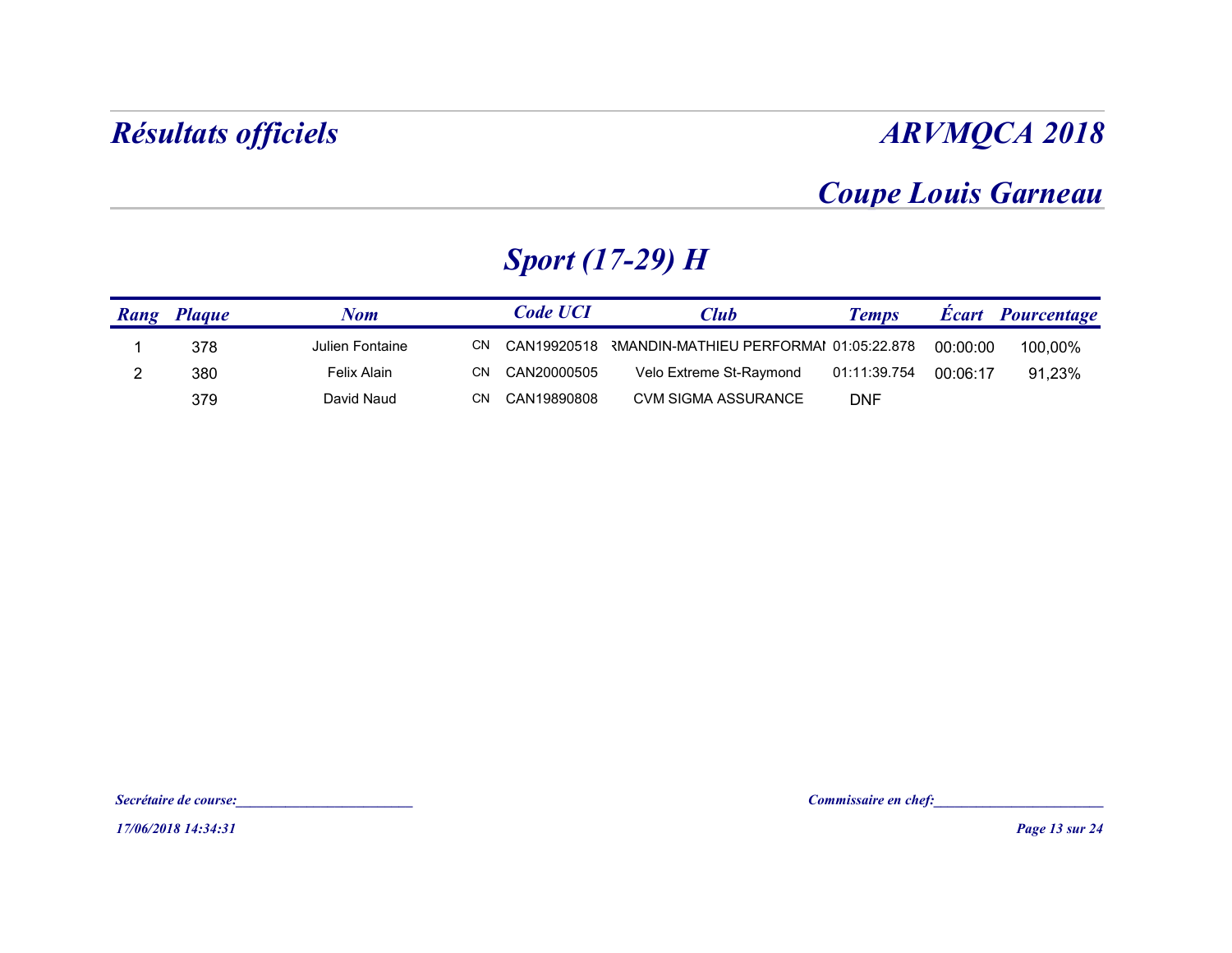# Résultats officiels

# ARVMQCA 2018

## Coupe Louis Garneau

## Sport (17-29) H

| Rang | Plaque | Nom | | Code UCI | Club | Temps | Écart | Pourcentage |
|---|---|---|---|---|---|---|---|---|
| 1 | 378 | Julien Fontaine | CN | CAN19920518 | RMANDIN-MATHIEU PERFORMAI | 01:05:22.878 | 00:00:00 | 100,00% |
| 2 | 380 | Felix Alain | CN | CAN20000505 | Velo Extreme St-Raymond | 01:11:39.754 | 00:06:17 | 91,23% |
| | 379 | David Naud | CN | CAN19890808 | CVM SIGMA ASSURANCE | DNF | | |

*Secrétaire de course:________________________*

*Commissaire en chef:________________________*

*17/06/2018 14:34:31*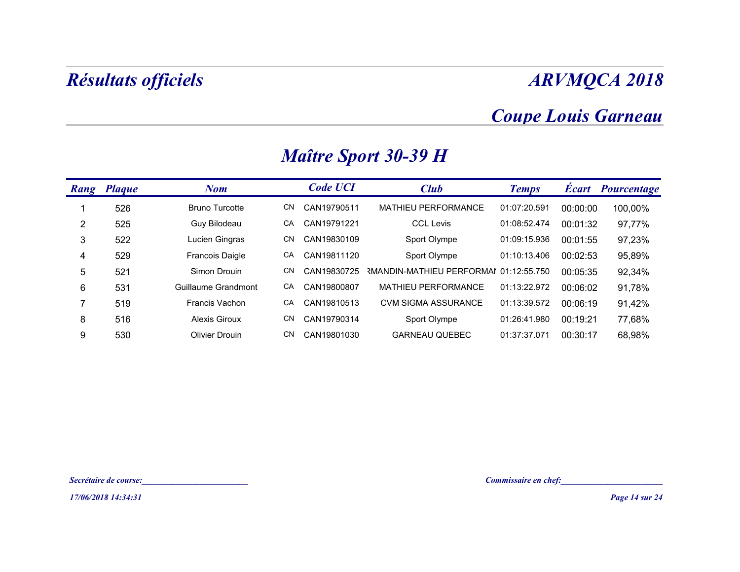# Résultats officiels

# ARVMQCA 2018

## Coupe Louis Garneau

### Maître Sport 30-39 H

| Rang | Plaque | Nom | | Code UCI | Club | Temps | Écart | Pourcentage |
|---|---|---|---|---|---|---|---|---|
| 1 | 526 | Bruno Turcotte | CN | CAN19790511 | MATHIEU PERFORMANCE | 01:07:20.591 | 00:00:00 | 100,00% |
| 2 | 525 | Guy Bilodeau | CA | CAN19791221 | CCL Levis | 01:08:52.474 | 00:01:32 | 97,77% |
| 3 | 522 | Lucien Gingras | CN | CAN19830109 | Sport Olympe | 01:09:15.936 | 00:01:55 | 97,23% |
| 4 | 529 | Francois Daigle | CA | CAN19811120 | Sport Olympe | 01:10:13.406 | 00:02:53 | 95,89% |
| 5 | 521 | Simon Drouin | CN | CAN19830725 | RMANDIN-MATHIEU PERFORMAI | 01:12:55.750 | 00:05:35 | 92,34% |
| 6 | 531 | Guillaume Grandmont | CA | CAN19800807 | MATHIEU PERFORMANCE | 01:13:22.972 | 00:06:02 | 91,78% |
| 7 | 519 | Francis Vachon | CA | CAN19810513 | CVM SIGMA ASSURANCE | 01:13:39.572 | 00:06:19 | 91,42% |
| 8 | 516 | Alexis Giroux | CN | CAN19790314 | Sport Olympe | 01:26:41.980 | 00:19:21 | 77,68% |
| 9 | 530 | Olivier Drouin | CN | CAN19801030 | GARNEAU QUEBEC | 01:37:37.071 | 00:30:17 | 68,98% |

*Secrétaire de course:________________________*

*Commissaire en chef:_______________________*

*17/06/2018 14:34:31*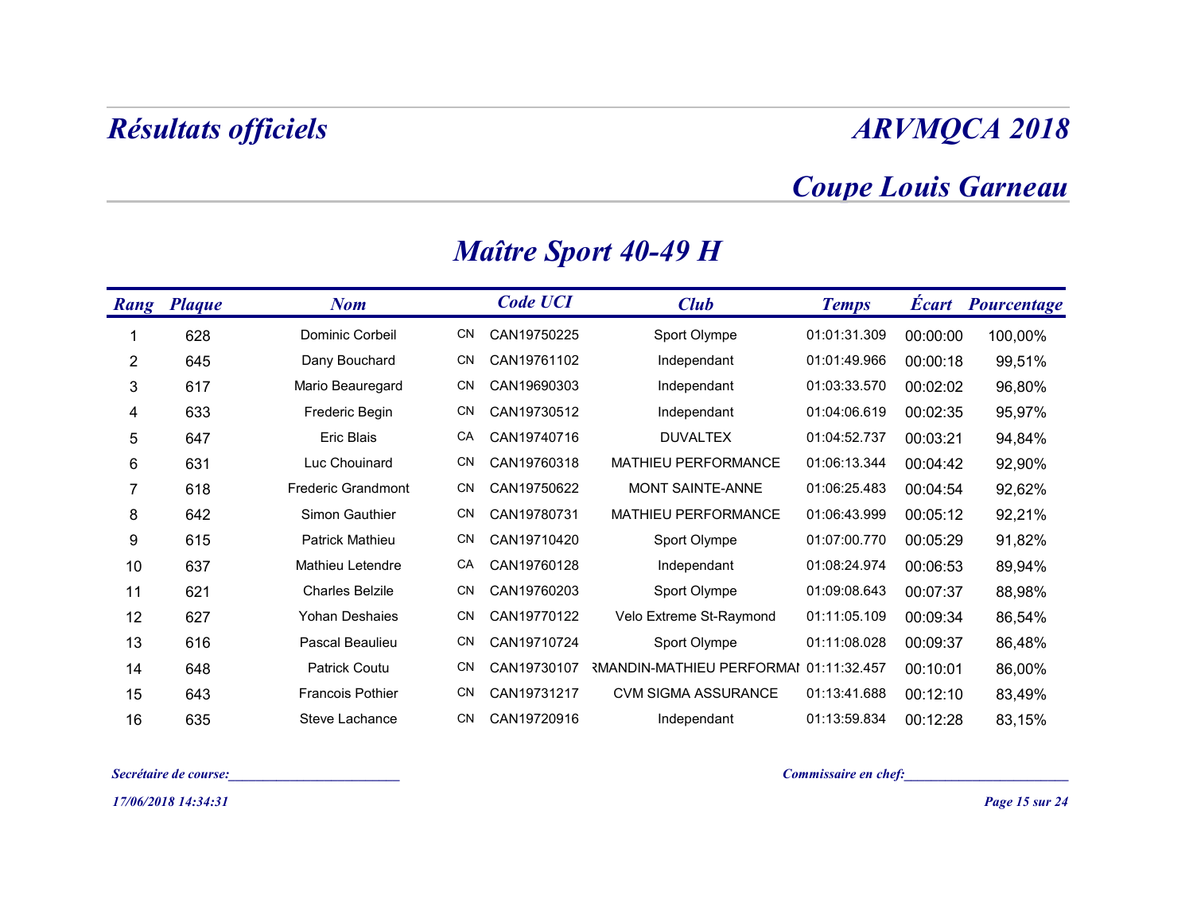# Résultats officiels

# ARVMQCA 2018

## Coupe Louis Garneau

### Maître Sport 40-49 H

| Rang | Plaque | Nom | | Code UCI | Club | Temps | Écart | Pourcentage |
|---|---|---|---|---|---|---|---|---|
| 1 | 628 | Dominic Corbeil | CN | CAN19750225 | Sport Olympe | 01:01:31.309 | 00:00:00 | 100,00% |
| 2 | 645 | Dany Bouchard | CN | CAN19761102 | Independant | 01:01:49.966 | 00:00:18 | 99,51% |
| 3 | 617 | Mario Beauregard | CN | CAN19690303 | Independant | 01:03:33.570 | 00:02:02 | 96,80% |
| 4 | 633 | Frederic Begin | CN | CAN19730512 | Independant | 01:04:06.619 | 00:02:35 | 95,97% |
| 5 | 647 | Eric Blais | CA | CAN19740716 | DUVALTEX | 01:04:52.737 | 00:03:21 | 94,84% |
| 6 | 631 | Luc Chouinard | CN | CAN19760318 | MATHIEU PERFORMANCE | 01:06:13.344 | 00:04:42 | 92,90% |
| 7 | 618 | Frederic Grandmont | CN | CAN19750622 | MONT SAINTE-ANNE | 01:06:25.483 | 00:04:54 | 92,62% |
| 8 | 642 | Simon Gauthier | CN | CAN19780731 | MATHIEU PERFORMANCE | 01:06:43.999 | 00:05:12 | 92,21% |
| 9 | 615 | Patrick Mathieu | CN | CAN19710420 | Sport Olympe | 01:07:00.770 | 00:05:29 | 91,82% |
| 10 | 637 | Mathieu Letendre | CA | CAN19760128 | Independant | 01:08:24.974 | 00:06:53 | 89,94% |
| 11 | 621 | Charles Belzile | CN | CAN19760203 | Sport Olympe | 01:09:08.643 | 00:07:37 | 88,98% |
| 12 | 627 | Yohan Deshaies | CN | CAN19770122 | Velo Extreme St-Raymond | 01:11:05.109 | 00:09:34 | 86,54% |
| 13 | 616 | Pascal Beaulieu | CN | CAN19710724 | Sport Olympe | 01:11:08.028 | 00:09:37 | 86,48% |
| 14 | 648 | Patrick Coutu | CN | CAN19730107 | RMANDIN-MATHIEU PERFORMAI | 01:11:32.457 | 00:10:01 | 86,00% |
| 15 | 643 | Francois Pothier | CN | CAN19731217 | CVM SIGMA ASSURANCE | 01:13:41.688 | 00:12:10 | 83,49% |
| 16 | 635 | Steve Lachance | CN | CAN19720916 | Independant | 01:13:59.834 | 00:12:28 | 83,15% |

*Secrétaire de course:________________________*

*Commissaire en chef:________________________*

*17/06/2018 14:34:31*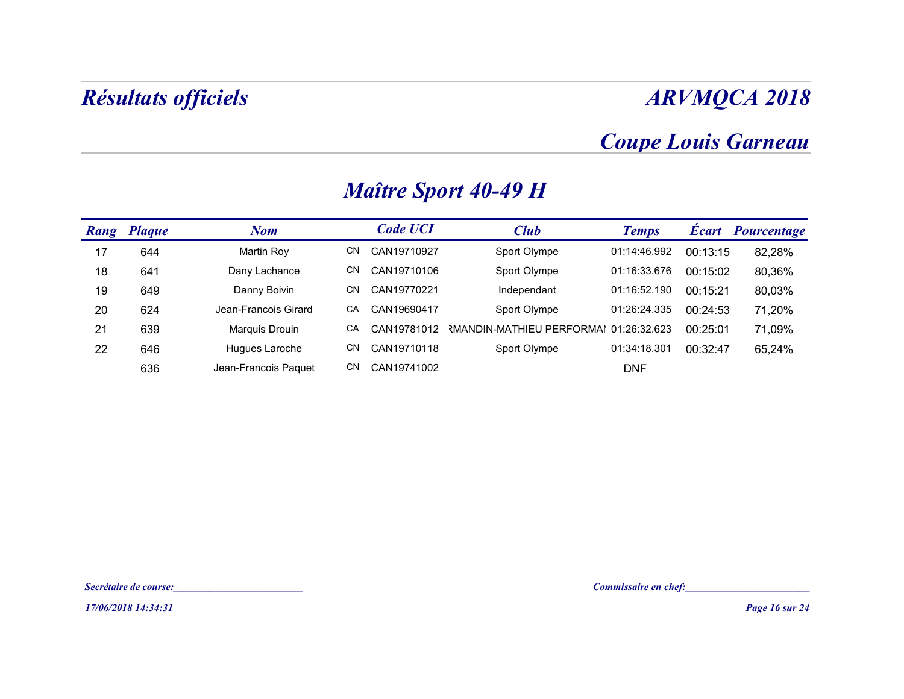# Résultats officiels

# ARVMQCA 2018

## Coupe Louis Garneau

## Maître Sport 40-49 H

| Rang | Plaque | Nom | | Code UCI | Club | Temps | Écart | Pourcentage |
|---|---|---|---|---|---|---|---|---|
| 17 | 644 | Martin Roy | CN | CAN19710927 | Sport Olympe | 01:14:46.992 | 00:13:15 | 82,28% |
| 18 | 641 | Dany Lachance | CN | CAN19710106 | Sport Olympe | 01:16:33.676 | 00:15:02 | 80,36% |
| 19 | 649 | Danny Boivin | CN | CAN19770221 | Independant | 01:16:52.190 | 00:15:21 | 80,03% |
| 20 | 624 | Jean-Francois Girard | CA | CAN19690417 | Sport Olympe | 01:26:24.335 | 00:24:53 | 71,20% |
| 21 | 639 | Marquis Drouin | CA | CAN19781012 | RMANDIN-MATHIEU PERFORMAI | 01:26:32.623 | 00:25:01 | 71,09% |
| 22 | 646 | Hugues Laroche | CN | CAN19710118 | Sport Olympe | 01:34:18.301 | 00:32:47 | 65,24% |
| | 636 | Jean-Francois Paquet | CN | CAN19741002 | | DNF | | |

*Secrétaire de course:________________________*

*Commissaire en chef:________________________*

*17/06/2018 14:34:31*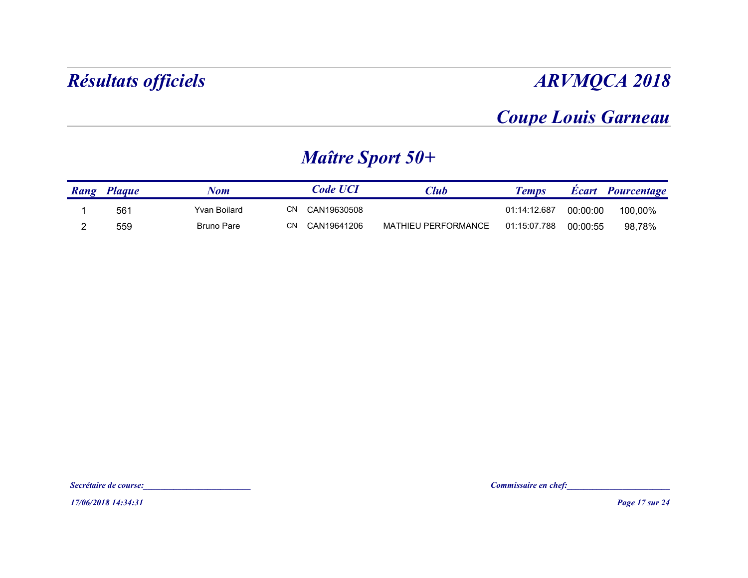# Résultats officiels

# ARVMQCA 2018

## Coupe Louis Garneau

### Maître Sport 50+

| Rang | Plaque | Nom | | Code UCI | Club | Temps | Écart | Pourcentage |
|---|---|---|---|---|---|---|---|---|
| 1 | 561 | Yvan Boilard | CN | CAN19630508 | | 01:14:12.687 | 00:00:00 | 100,00% |
| 2 | 559 | Bruno Pare | CN | CAN19641206 | MATHIEU PERFORMANCE | 01:15:07.788 | 00:00:55 | 98,78% |

*Secrétaire de course:________________________*

*Commissaire en chef:_______________________*

*17/06/2018 14:34:31*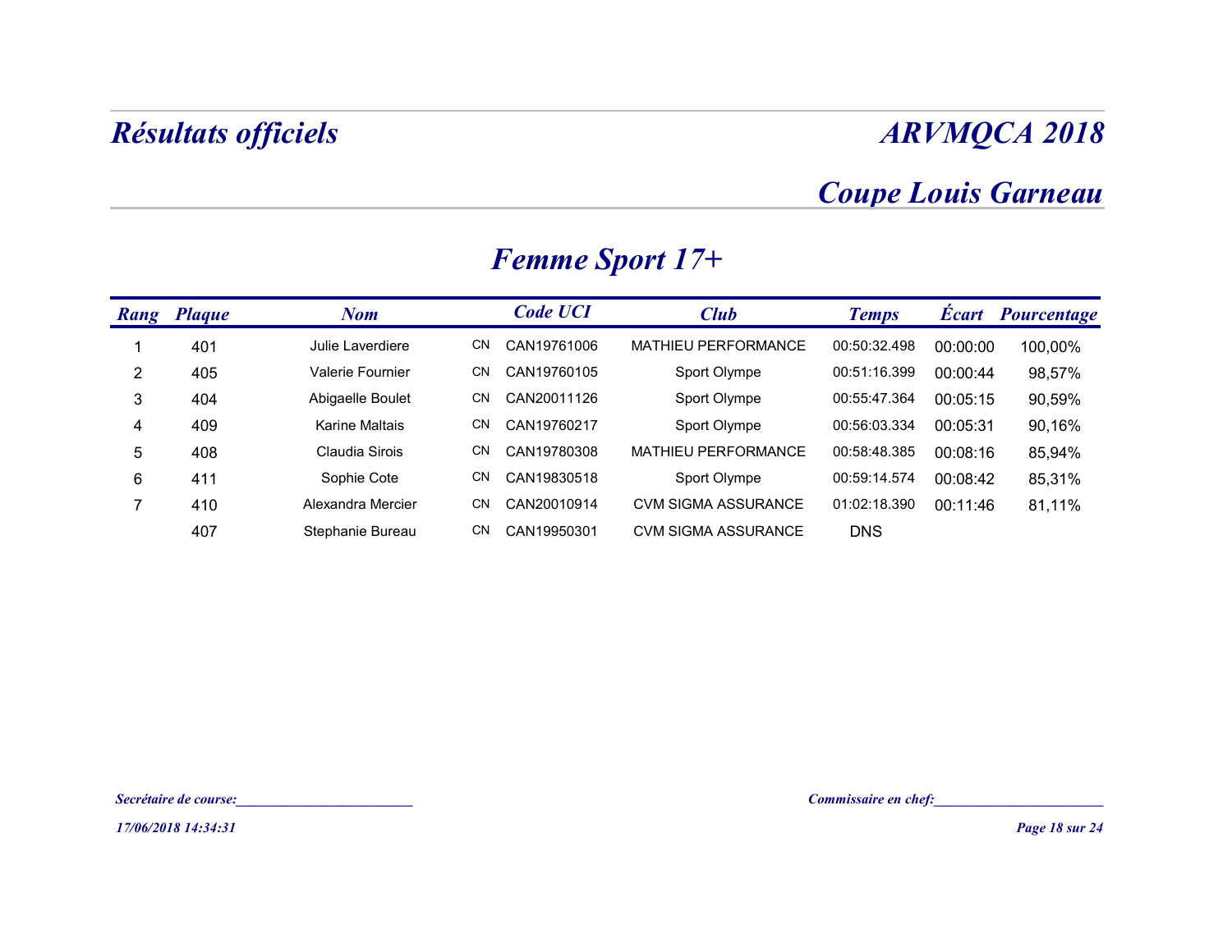# Résultats officiels

## ARVMQCA 2018

## Coupe Louis Garneau

### Femme Sport 17+

| Rang | Plaque | Nom | | Code UCI | Club | Temps | Écart | Pourcentage |
|---|---|---|---|---|---|---|---|---|
| 1 | 401 | Julie Laverdiere | CN | CAN19761006 | MATHIEU PERFORMANCE | 00:50:32.498 | 00:00:00 | 100,00% |
| 2 | 405 | Valerie Fournier | CN | CAN19760105 | Sport Olympe | 00:51:16.399 | 00:00:44 | 98,57% |
| 3 | 404 | Abigaelle Boulet | CN | CAN20011126 | Sport Olympe | 00:55:47.364 | 00:05:15 | 90,59% |
| 4 | 409 | Karine Maltais | CN | CAN19760217 | Sport Olympe | 00:56:03.334 | 00:05:31 | 90,16% |
| 5 | 408 | Claudia Sirois | CN | CAN19780308 | MATHIEU PERFORMANCE | 00:58:48.385 | 00:08:16 | 85,94% |
| 6 | 411 | Sophie Cote | CN | CAN19830518 | Sport Olympe | 00:59:14.574 | 00:08:42 | 85,31% |
| 7 | 410 | Alexandra Mercier | CN | CAN20010914 | CVM SIGMA ASSURANCE | 01:02:18.390 | 00:11:46 | 81,11% |
| | 407 | Stephanie Bureau | CN | CAN19950301 | CVM SIGMA ASSURANCE | DNS | | |

*Secrétaire de course:________________________*

*Commissaire en chef:________________________*

*17/06/2018 14:34:31*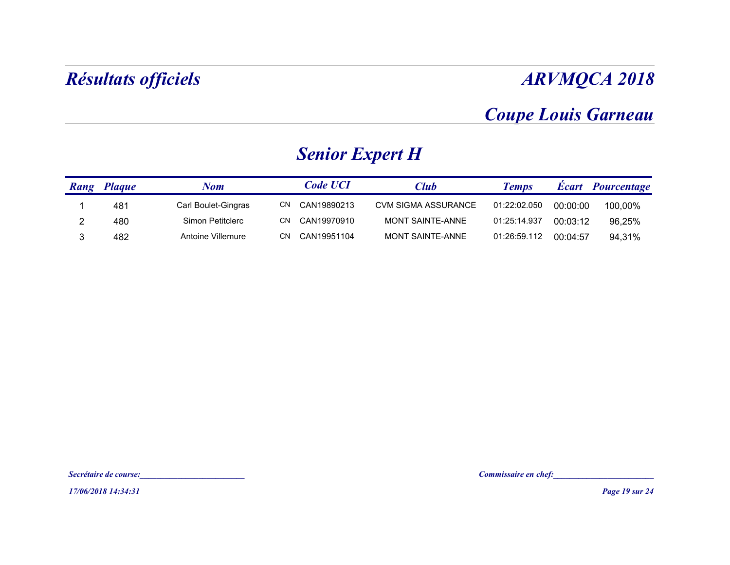# Résultats officiels

# ARVMQCA 2018

## Coupe Louis Garneau

## Senior Expert H

| Rang | Plaque | Nom | | Code UCI | Club | Temps | Écart | Pourcentage |
|---|---|---|---|---|---|---|---|---|
| 1 | 481 | Carl Boulet-Gingras | CN | CAN19890213 | CVM SIGMA ASSURANCE | 01:22:02.050 | 00:00:00 | 100,00% |
| 2 | 480 | Simon Petitclerc | CN | CAN19970910 | MONT SAINTE-ANNE | 01:25:14.937 | 00:03:12 | 96,25% |
| 3 | 482 | Antoine Villemure | CN | CAN19951104 | MONT SAINTE-ANNE | 01:26:59.112 | 00:04:57 | 94,31% |

*Secrétaire de course:________________________*

*Commissaire en chef:________________________*

*17/06/2018 14:34:31*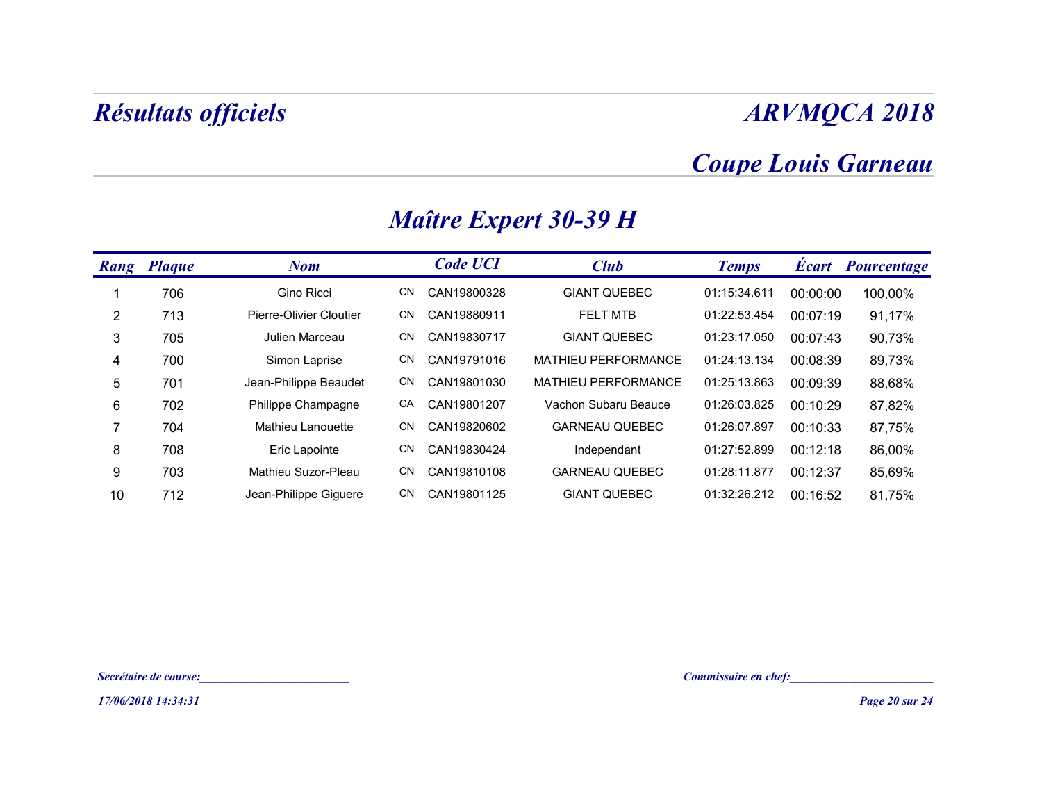# Résultats officiels

## ARVMQCA 2018

## Coupe Louis Garneau

### Maître Expert 30-39 H

| Rang | Plaque | Nom | | Code UCI | Club | Temps | Écart | Pourcentage |
|---|---|---|---|---|---|---|---|---|
| 1 | 706 | Gino Ricci | CN | CAN19800328 | GIANT QUEBEC | 01:15:34.611 | 00:00:00 | 100,00% |
| 2 | 713 | Pierre-Olivier Cloutier | CN | CAN19880911 | FELT MTB | 01:22:53.454 | 00:07:19 | 91,17% |
| 3 | 705 | Julien Marceau | CN | CAN19830717 | GIANT QUEBEC | 01:23:17.050 | 00:07:43 | 90,73% |
| 4 | 700 | Simon Laprise | CN | CAN19791016 | MATHIEU PERFORMANCE | 01:24:13.134 | 00:08:39 | 89,73% |
| 5 | 701 | Jean-Philippe Beaudet | CN | CAN19801030 | MATHIEU PERFORMANCE | 01:25:13.863 | 00:09:39 | 88,68% |
| 6 | 702 | Philippe Champagne | CA | CAN19801207 | Vachon Subaru Beauce | 01:26:03.825 | 00:10:29 | 87,82% |
| 7 | 704 | Mathieu Lanouette | CN | CAN19820602 | GARNEAU QUEBEC | 01:26:07.897 | 00:10:33 | 87,75% |
| 8 | 708 | Eric Lapointe | CN | CAN19830424 | Independant | 01:27:52.899 | 00:12:18 | 86,00% |
| 9 | 703 | Mathieu Suzor-Pleau | CN | CAN19810108 | GARNEAU QUEBEC | 01:28:11.877 | 00:12:37 | 85,69% |
| 10 | 712 | Jean-Philippe Giguere | CN | CAN19801125 | GIANT QUEBEC | 01:32:26.212 | 00:16:52 | 81,75% |

*Secrétaire de course:________________________*

*Commissaire en chef:________________________*

*17/06/2018 14:34:31*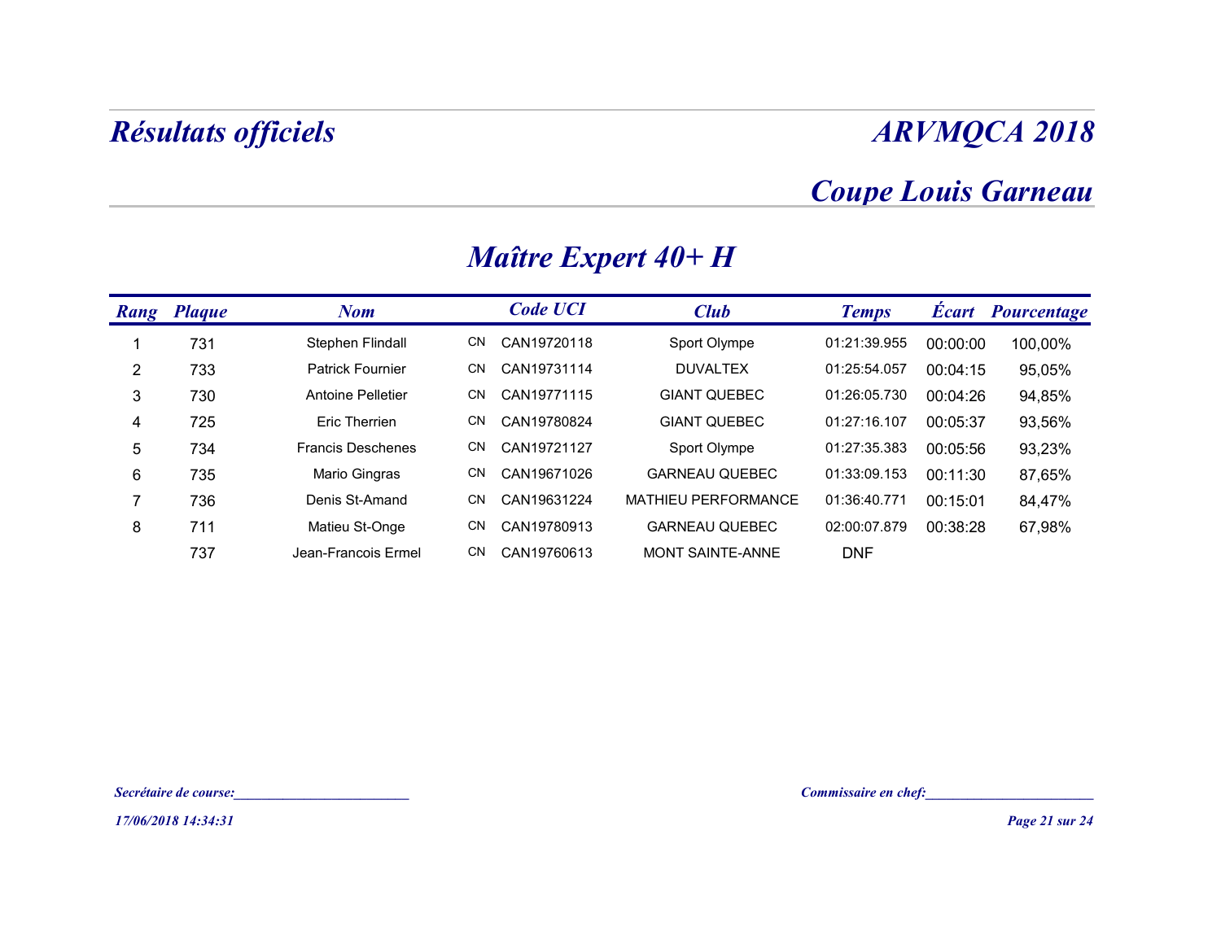# Résultats officiels

# ARVMQCA 2018

## Coupe Louis Garneau

## Maître Expert 40+ H

| Rang | Plaque | Nom | | Code UCI | Club | Temps | Écart | Pourcentage |
|---|---|---|---|---|---|---|---|---|
| 1 | 731 | Stephen Flindall | CN | CAN19720118 | Sport Olympe | 01:21:39.955 | 00:00:00 | 100,00% |
| 2 | 733 | Patrick Fournier | CN | CAN19731114 | DUVALTEX | 01:25:54.057 | 00:04:15 | 95,05% |
| 3 | 730 | Antoine Pelletier | CN | CAN19771115 | GIANT QUEBEC | 01:26:05.730 | 00:04:26 | 94,85% |
| 4 | 725 | Eric Therrien | CN | CAN19780824 | GIANT QUEBEC | 01:27:16.107 | 00:05:37 | 93,56% |
| 5 | 734 | Francis Deschenes | CN | CAN19721127 | Sport Olympe | 01:27:35.383 | 00:05:56 | 93,23% |
| 6 | 735 | Mario Gingras | CN | CAN19671026 | GARNEAU QUEBEC | 01:33:09.153 | 00:11:30 | 87,65% |
| 7 | 736 | Denis St-Amand | CN | CAN19631224 | MATHIEU PERFORMANCE | 01:36:40.771 | 00:15:01 | 84,47% |
| 8 | 711 | Matieu St-Onge | CN | CAN19780913 | GARNEAU QUEBEC | 02:00:07.879 | 00:38:28 | 67,98% |
| | 737 | Jean-Francois Ermel | CN | CAN19760613 | MONT SAINTE-ANNE | DNF | | |

*Secrétaire de course:________________________*

*Commissaire en chef:________________________*

*17/06/2018 14:34:31*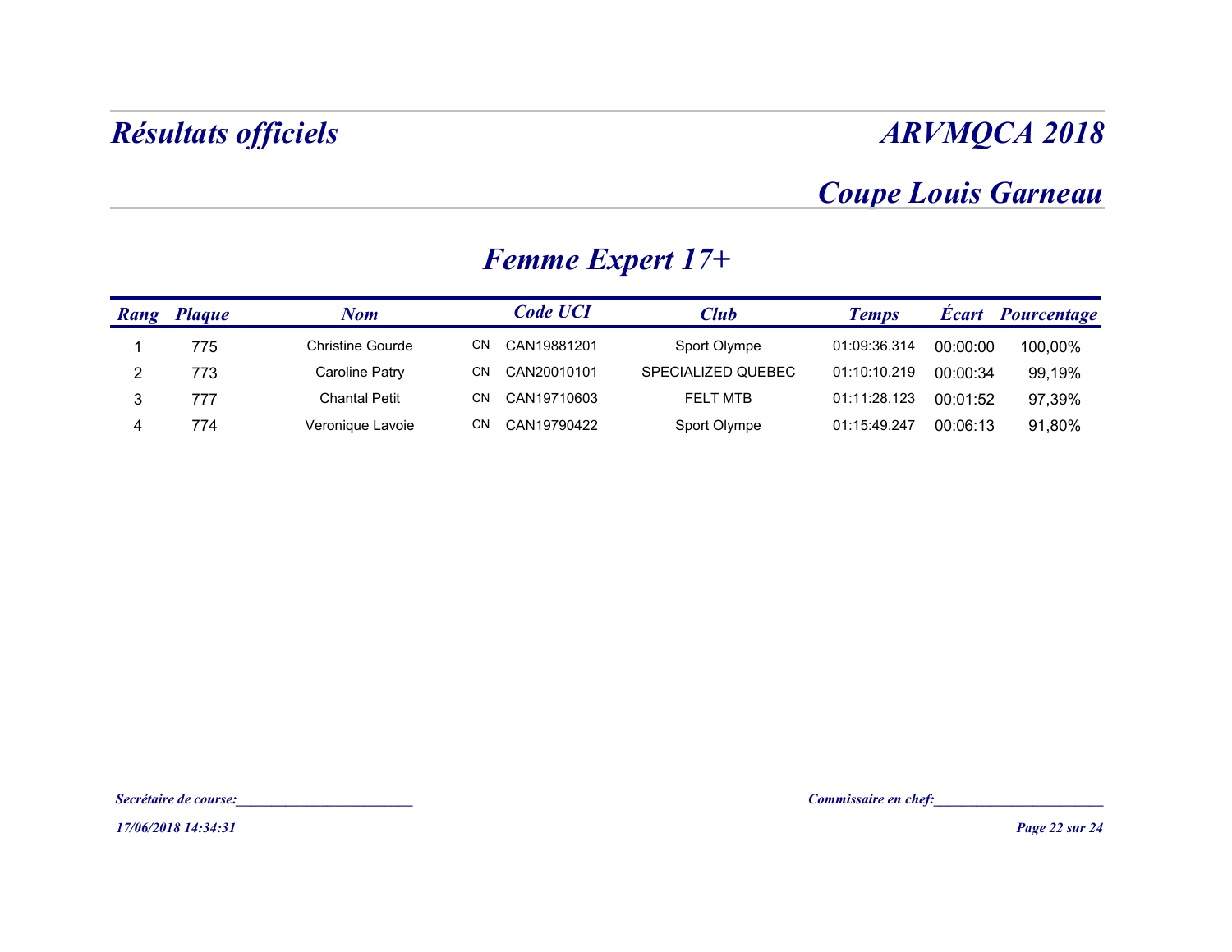# Résultats officiels

# ARVMQCA 2018

## Coupe Louis Garneau

## Femme Expert 17+

| Rang | Plaque | Nom | | Code UCI | Club | Temps | Écart | Pourcentage |
|---|---|---|---|---|---|---|---|---|
| 1 | 775 | Christine Gourde | CN | CAN19881201 | Sport Olympe | 01:09:36.314 | 00:00:00 | 100,00% |
| 2 | 773 | Caroline Patry | CN | CAN20010101 | SPECIALIZED QUEBEC | 01:10:10.219 | 00:00:34 | 99,19% |
| 3 | 777 | Chantal Petit | CN | CAN19710603 | FELT MTB | 01:11:28.123 | 00:01:52 | 97,39% |
| 4 | 774 | Veronique Lavoie | CN | CAN19790422 | Sport Olympe | 01:15:49.247 | 00:06:13 | 91,80% |

*Secrétaire de course:_________________________*

*Commissaire en chef:_______________________*

*17/06/2018 14:34:31*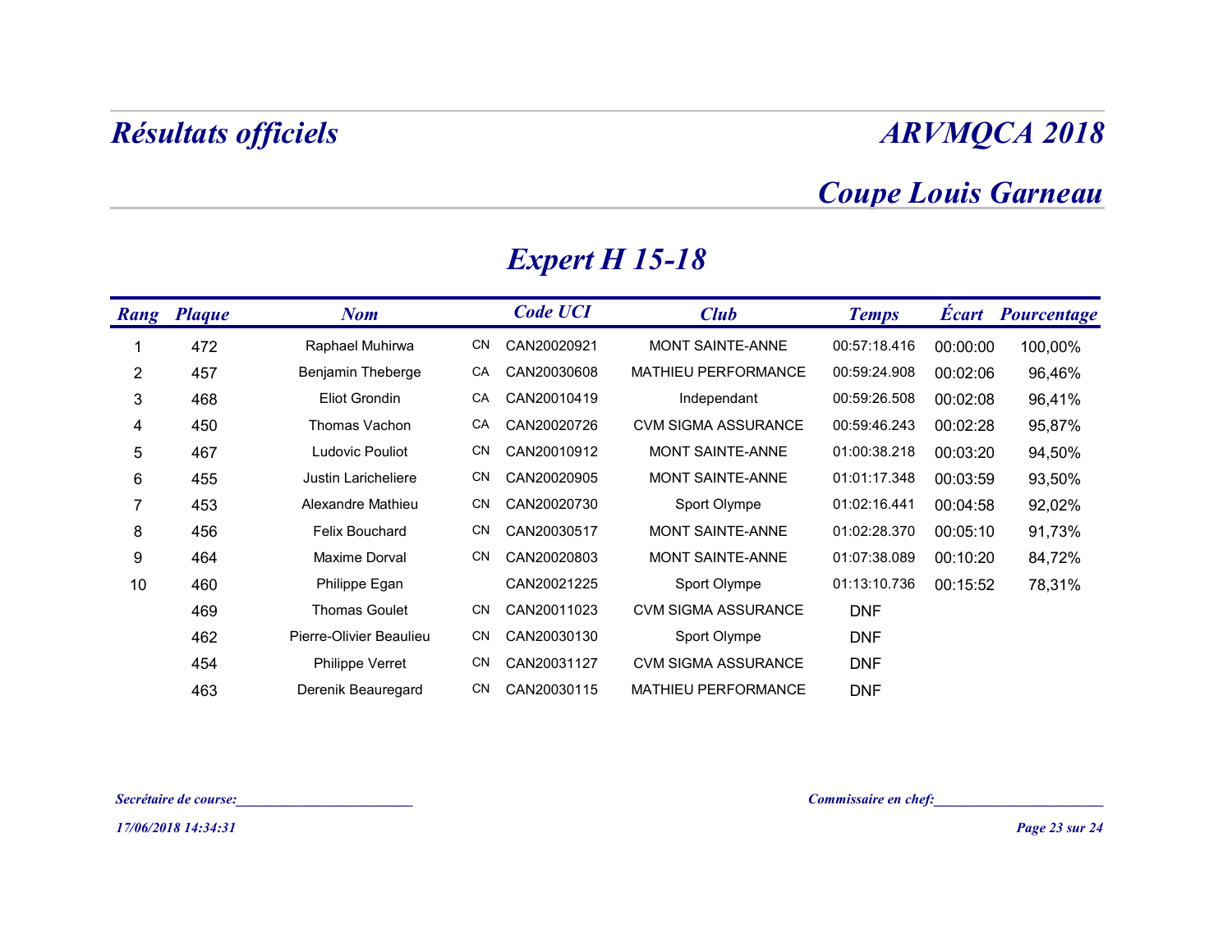# Résultats officiels

# ARVMQCA 2018

## Coupe Louis Garneau

## Expert H 15-18

| Rang | Plaque | Nom | | Code UCI | Club | Temps | Écart | Pourcentage |
|---|---|---|---|---|---|---|---|---|
| 1 | 472 | Raphael Muhirwa | CN | CAN20020921 | MONT SAINTE-ANNE | 00:57:18.416 | 00:00:00 | 100,00% |
| 2 | 457 | Benjamin Theberge | CA | CAN20030608 | MATHIEU PERFORMANCE | 00:59:24.908 | 00:02:06 | 96,46% |
| 3 | 468 | Eliot Grondin | CA | CAN20010419 | Independant | 00:59:26.508 | 00:02:08 | 96,41% |
| 4 | 450 | Thomas Vachon | CA | CAN20020726 | CVM SIGMA ASSURANCE | 00:59:46.243 | 00:02:28 | 95,87% |
| 5 | 467 | Ludovic Pouliot | CN | CAN20010912 | MONT SAINTE-ANNE | 01:00:38.218 | 00:03:20 | 94,50% |
| 6 | 455 | Justin Laricheliere | CN | CAN20020905 | MONT SAINTE-ANNE | 01:01:17.348 | 00:03:59 | 93,50% |
| 7 | 453 | Alexandre Mathieu | CN | CAN20020730 | Sport Olympe | 01:02:16.441 | 00:04:58 | 92,02% |
| 8 | 456 | Felix Bouchard | CN | CAN20030517 | MONT SAINTE-ANNE | 01:02:28.370 | 00:05:10 | 91,73% |
| 9 | 464 | Maxime Dorval | CN | CAN20020803 | MONT SAINTE-ANNE | 01:07:38.089 | 00:10:20 | 84,72% |
| 10 | 460 | Philippe Egan | | CAN20021225 | Sport Olympe | 01:13:10.736 | 00:15:52 | 78,31% |
| | 469 | Thomas Goulet | CN | CAN20011023 | CVM SIGMA ASSURANCE | DNF | | |
| | 462 | Pierre-Olivier Beaulieu | CN | CAN20030130 | Sport Olympe | DNF | | |
| | 454 | Philippe Verret | CN | CAN20031127 | CVM SIGMA ASSURANCE | DNF | | |
| | 463 | Derenik Beauregard | CN | CAN20030115 | MATHIEU PERFORMANCE | DNF | | |

*Secrétaire de course:_________________________*

*Commissaire en chef:_________________________*

*17/06/2018 14:34:31*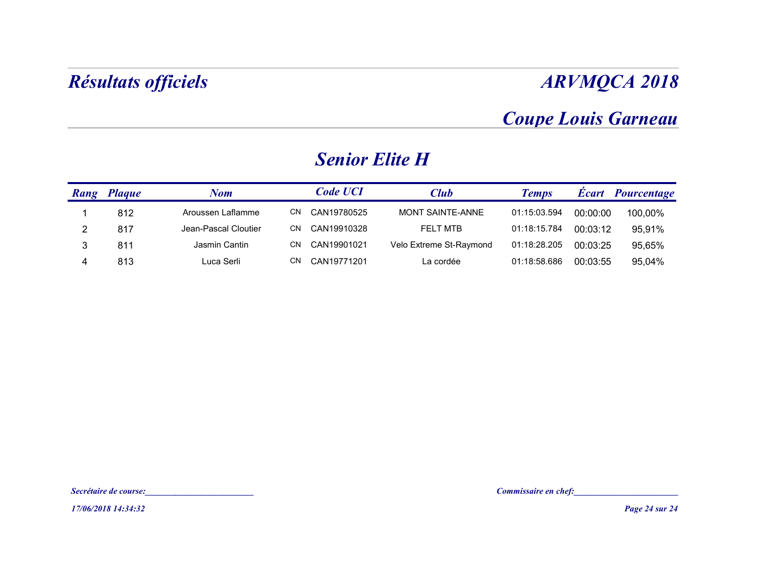# *Résultats officiels*

# *ARVMQCA 2018*

## *Coupe Louis Garneau*

## *Senior Elite H*

| Rang | Plaque | Nom | | Code UCI | Club | Temps | Écart | Pourcentage |
|---|---|---|---|---|---|---|---|---|
| 1 | 812 | Aroussen Laflamme | CN | CAN19780525 | MONT SAINTE-ANNE | 01:15:03.594 | 00:00:00 | 100,00% |
| 2 | 817 | Jean-Pascal Cloutier | CN | CAN19910328 | FELT MTB | 01:18:15.784 | 00:03:12 | 95,91% |
| 3 | 811 | Jasmin Cantin | CN | CAN19901021 | Velo Extreme St-Raymond | 01:18:28.205 | 00:03:25 | 95,65% |
| 4 | 813 | Luca Serli | CN | CAN19771201 | La cordée | 01:18:58.686 | 00:03:55 | 95,04% |

*Secrétaire de course:*________________________

*Commissaire en chef:*________________________

*17/06/2018 14:34:32*